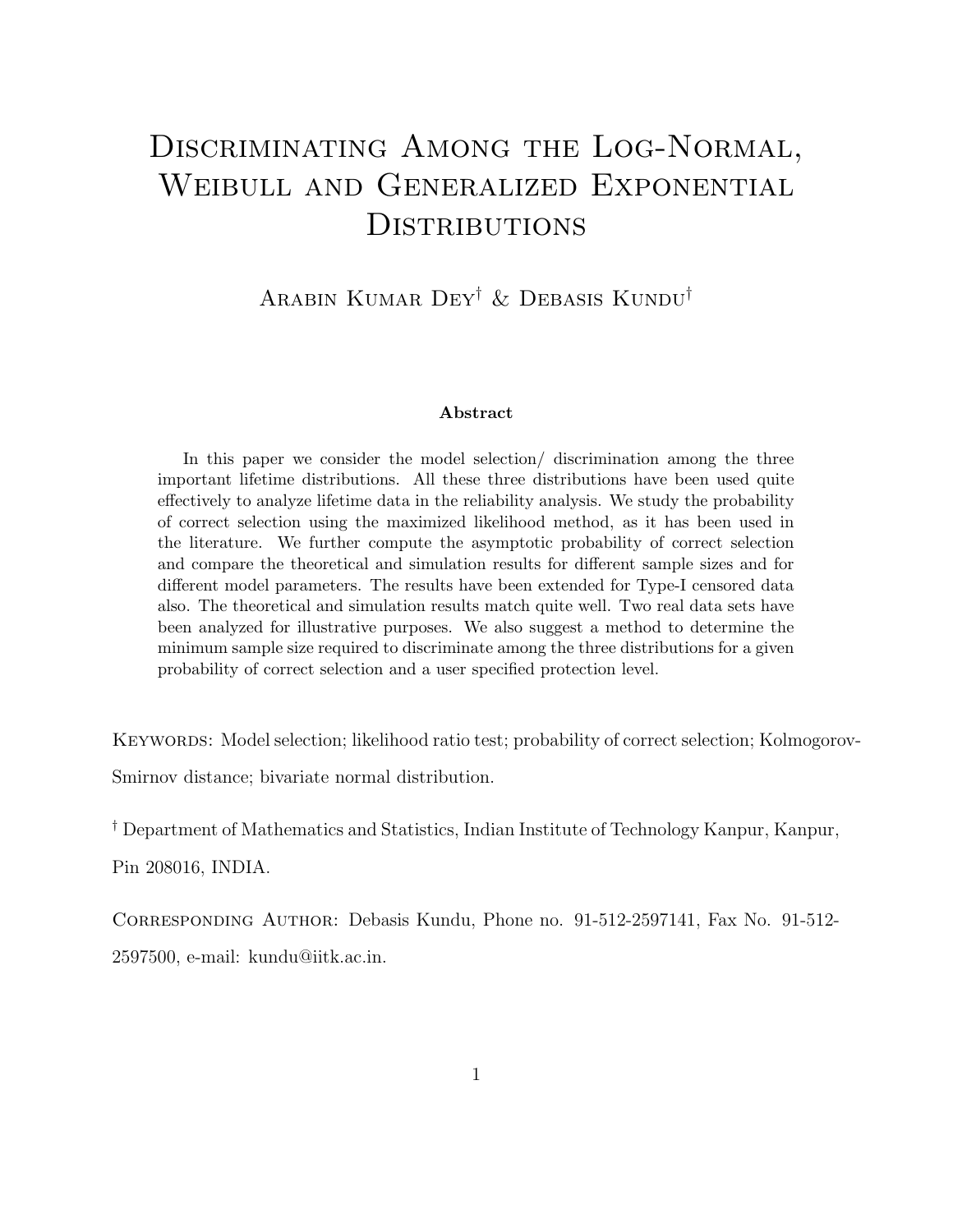# Discriminating Among the Log-Normal, Weibull and Generalized Exponential Distributions

Arabin Kumar Dey[†] & Debasis Kundu[†]

**Abstract**

In this paper we consider the model selection/ discrimination among the three important lifetime distributions. All these three distributions have been used quite effectively to analyze lifetime data in the reliability analysis. We study the probability of correct selection using the maximized likelihood method, as it has been used in the literature. We further compute the asymptotic probability of correct selection and compare the theoretical and simulation results for different sample sizes and for different model parameters. The results have been extended for Type-I censored data also. The theoretical and simulation results match quite well. Two real data sets have been analyzed for illustrative purposes. We also suggest a method to determine the minimum sample size required to discriminate among the three distributions for a given probability of correct selection and a user specified protection level.

Keywords: Model selection; likelihood ratio test; probability of correct selection; Kolmogorov-Smirnov distance; bivariate normal distribution.

[†] Department of Mathematics and Statistics, Indian Institute of Technology Kanpur, Kanpur, Pin 208016, INDIA.

Corresponding Author: Debasis Kundu, Phone no. 91-512-2597141, Fax No. 91-512-2597500, e-mail: kundu@iitk.ac.in.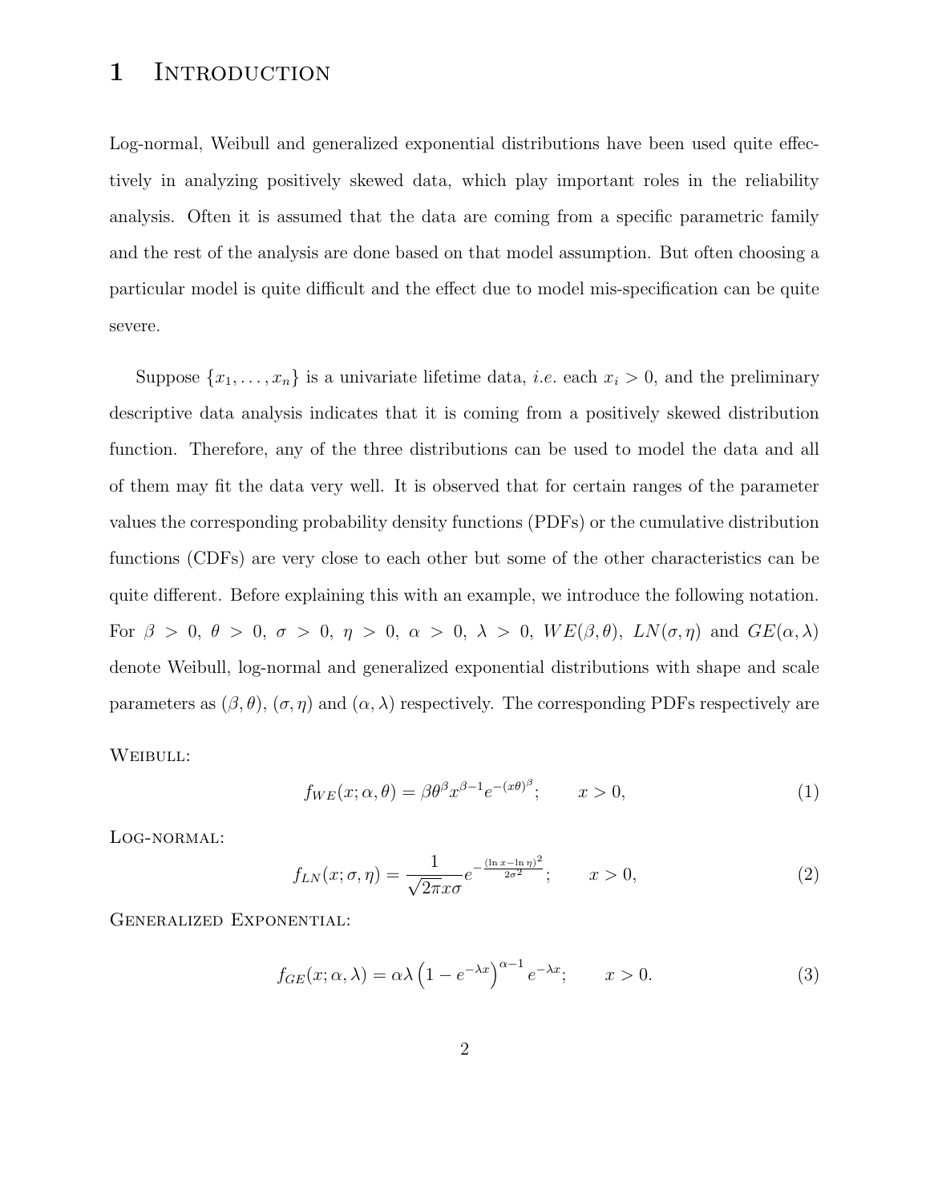# 1 Introduction

Log-normal, Weibull and generalized exponential distributions have been used quite effectively in analyzing positively skewed data, which play important roles in the reliability analysis. Often it is assumed that the data are coming from a specific parametric family and the rest of the analysis are done based on that model assumption. But often choosing a particular model is quite difficult and the effect due to model mis-specification can be quite severe.

Suppose $\{x_1, \ldots, x_n\}$ is a univariate lifetime data, *i.e.* each $x_i > 0$, and the preliminary descriptive data analysis indicates that it is coming from a positively skewed distribution function. Therefore, any of the three distributions can be used to model the data and all of them may fit the data very well. It is observed that for certain ranges of the parameter values the corresponding probability density functions (PDFs) or the cumulative distribution functions (CDFs) are very close to each other but some of the other characteristics can be quite different. Before explaining this with an example, we introduce the following notation. For $\beta > 0$, $\theta > 0$, $\sigma > 0$, $\eta > 0$, $\alpha > 0$, $\lambda > 0$, $WE(\beta, \theta)$, $LN(\sigma, \eta)$ and $GE(\alpha, \lambda)$ denote Weibull, log-normal and generalized exponential distributions with shape and scale parameters as $(\beta, \theta)$, $(\sigma, \eta)$ and $(\alpha, \lambda)$ respectively. The corresponding PDFs respectively are

Weibull:

$$f_{WE}(x; \alpha, \theta) = \beta \theta^{\beta} x^{\beta - 1} e^{-(x\theta)^{\beta}}; \qquad x > 0, \tag{1}$$

Log-normal:

$$f_{LN}(x; \sigma, \eta) = \frac{1}{\sqrt{2\pi} x \sigma} e^{-\frac{(\ln x - \ln \eta)^2}{2\sigma^2}}; \qquad x > 0, \tag{2}$$

Generalized Exponential:

$$f_{GE}(x; \alpha, \lambda) = \alpha \lambda \left(1 - e^{-\lambda x}\right)^{\alpha - 1} e^{-\lambda x}; \qquad x > 0. \tag{3}$$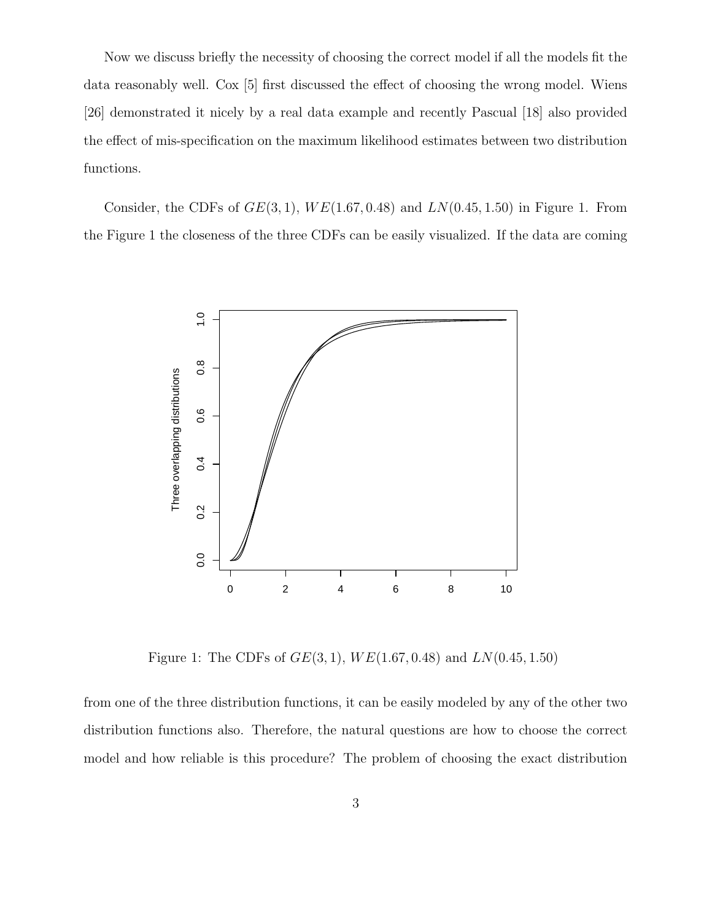Now we discuss briefly the necessity of choosing the correct model if all the models fit the data reasonably well. Cox [5] first discussed the effect of choosing the wrong model. Wiens [26] demonstrated it nicely by a real data example and recently Pascual [18] also provided the effect of mis-specification on the maximum likelihood estimates between two distribution functions.

Consider, the CDFs of $GE(3, 1)$, $WE(1.67, 0.48)$ and $LN(0.45, 1.50)$ in Figure 1. From the Figure 1 the closeness of the three CDFs can be easily visualized. If the data are coming

Figure 1: The CDFs of $GE(3, 1)$, $WE(1.67, 0.48)$ and $LN(0.45, 1.50)$

from one of the three distribution functions, it can be easily modeled by any of the other two distribution functions also. Therefore, the natural questions are how to choose the correct model and how reliable is this procedure? The problem of choosing the exact distribution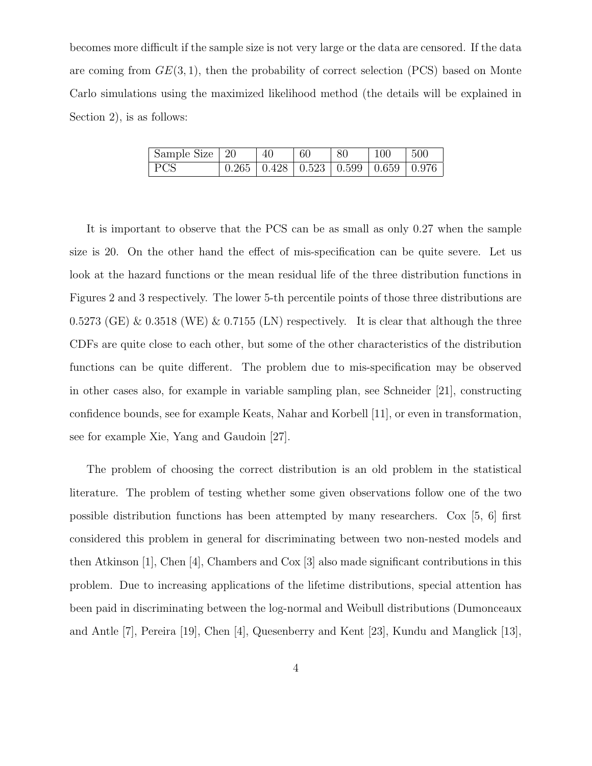becomes more difficult if the sample size is not very large or the data are censored. If the data are coming from $GE(3, 1)$, then the probability of correct selection (PCS) based on Monte Carlo simulations using the maximized likelihood method (the details will be explained in Section 2), is as follows:

| Sample Size | 20 | 40 | 60 | 80 | 100 | 500 |
|---|---|---|---|---|---|---|
| PCS | 0.265 | 0.428 | 0.523 | 0.599 | 0.659 | 0.976 |

It is important to observe that the PCS can be as small as only 0.27 when the sample size is 20. On the other hand the effect of mis-specification can be quite severe. Let us look at the hazard functions or the mean residual life of the three distribution functions in Figures 2 and 3 respectively. The lower 5-th percentile points of those three distributions are 0.5273 (GE) & 0.3518 (WE) & 0.7155 (LN) respectively. It is clear that although the three CDFs are quite close to each other, but some of the other characteristics of the distribution functions can be quite different. The problem due to mis-specification may be observed in other cases also, for example in variable sampling plan, see Schneider [21], constructing confidence bounds, see for example Keats, Nahar and Korbell [11], or even in transformation, see for example Xie, Yang and Gaudoin [27].

The problem of choosing the correct distribution is an old problem in the statistical literature. The problem of testing whether some given observations follow one of the two possible distribution functions has been attempted by many researchers. Cox [5, 6] first considered this problem in general for discriminating between two non-nested models and then Atkinson [1], Chen [4], Chambers and Cox [3] also made significant contributions in this problem. Due to increasing applications of the lifetime distributions, special attention has been paid in discriminating between the log-normal and Weibull distributions (Dumonceaux and Antle [7], Pereira [19], Chen [4], Quesenberry and Kent [23], Kundu and Manglick [13],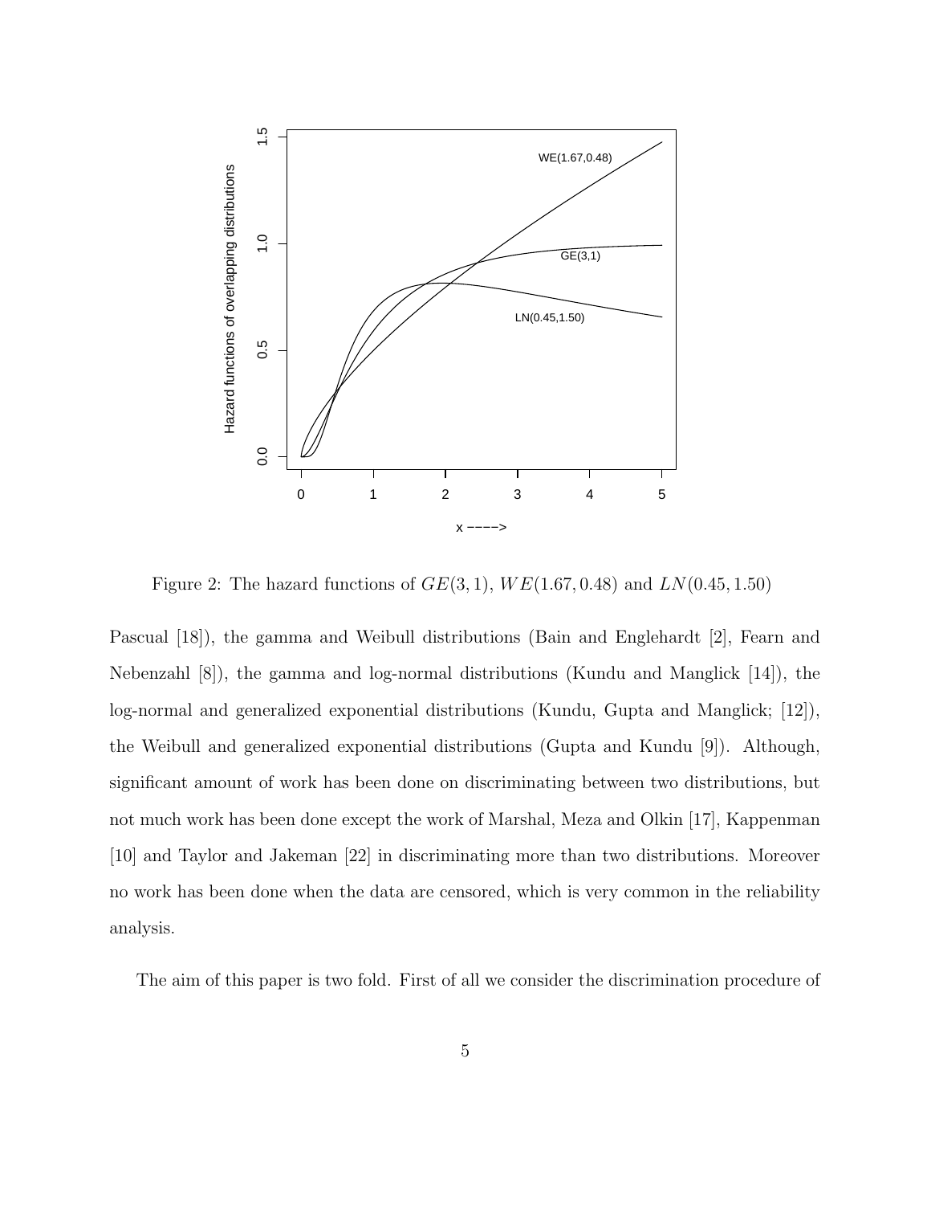Figure 2: The hazard functions of $GE(3,1)$, $WE(1.67, 0.48)$ and $LN(0.45, 1.50)$

Pascual [18]), the gamma and Weibull distributions (Bain and Englehardt [2], Fearn and Nebenzahl [8]), the gamma and log-normal distributions (Kundu and Manglick [14]), the log-normal and generalized exponential distributions (Kundu, Gupta and Manglick; [12]), the Weibull and generalized exponential distributions (Gupta and Kundu [9]). Although, significant amount of work has been done on discriminating between two distributions, but not much work has been done except the work of Marshal, Meza and Olkin [17], Kappenman [10] and Taylor and Jakeman [22] in discriminating more than two distributions. Moreover no work has been done when the data are censored, which is very common in the reliability analysis.

The aim of this paper is two fold. First of all we consider the discrimination procedure of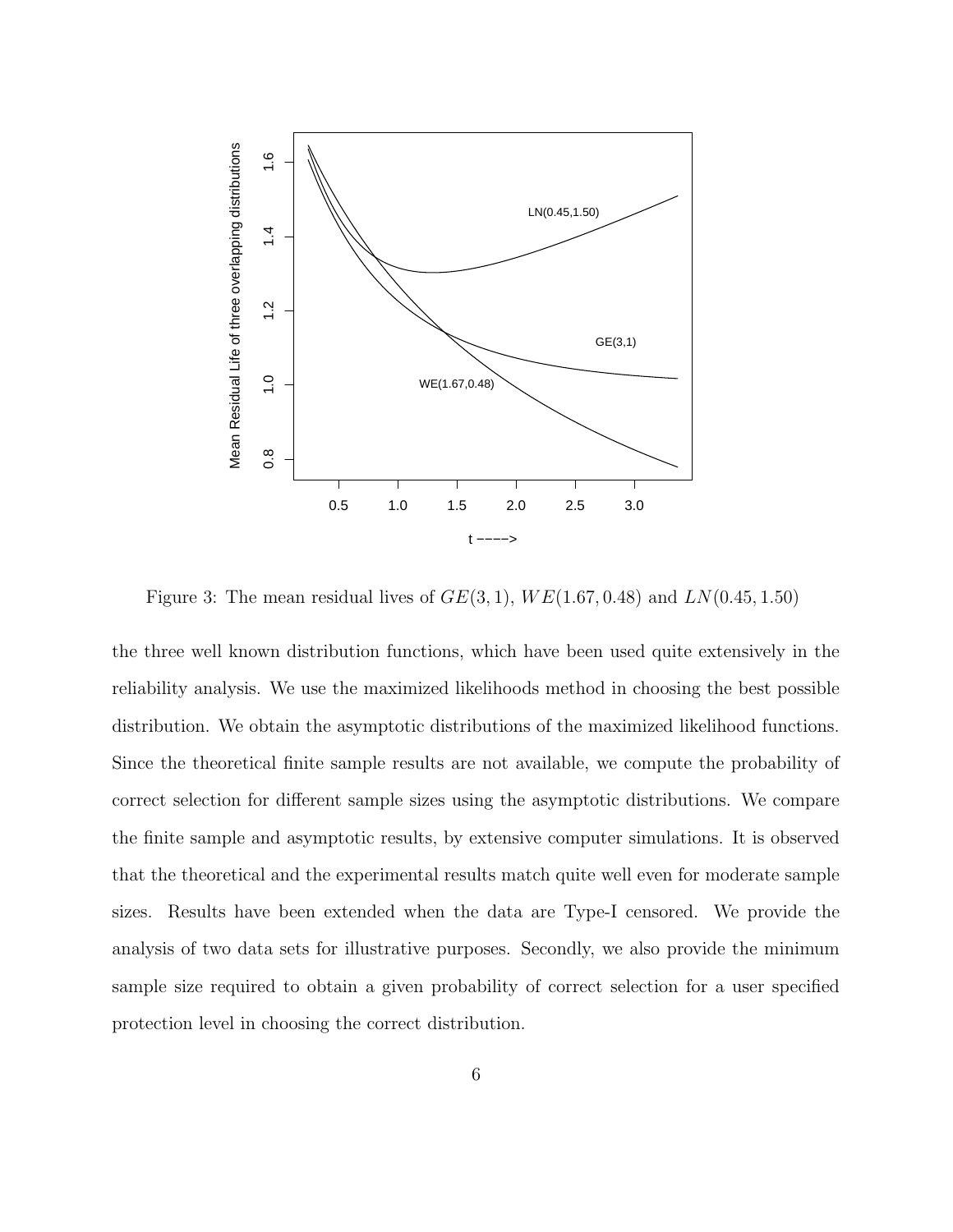Figure 3: The mean residual lives of $GE(3, 1)$, $WE(1.67, 0.48)$ and $LN(0.45, 1.50)$

the three well known distribution functions, which have been used quite extensively in the reliability analysis. We use the maximized likelihoods method in choosing the best possible distribution. We obtain the asymptotic distributions of the maximized likelihood functions. Since the theoretical finite sample results are not available, we compute the probability of correct selection for different sample sizes using the asymptotic distributions. We compare the finite sample and asymptotic results, by extensive computer simulations. It is observed that the theoretical and the experimental results match quite well even for moderate sample sizes. Results have been extended when the data are Type-I censored. We provide the analysis of two data sets for illustrative purposes. Secondly, we also provide the minimum sample size required to obtain a given probability of correct selection for a user specified protection level in choosing the correct distribution.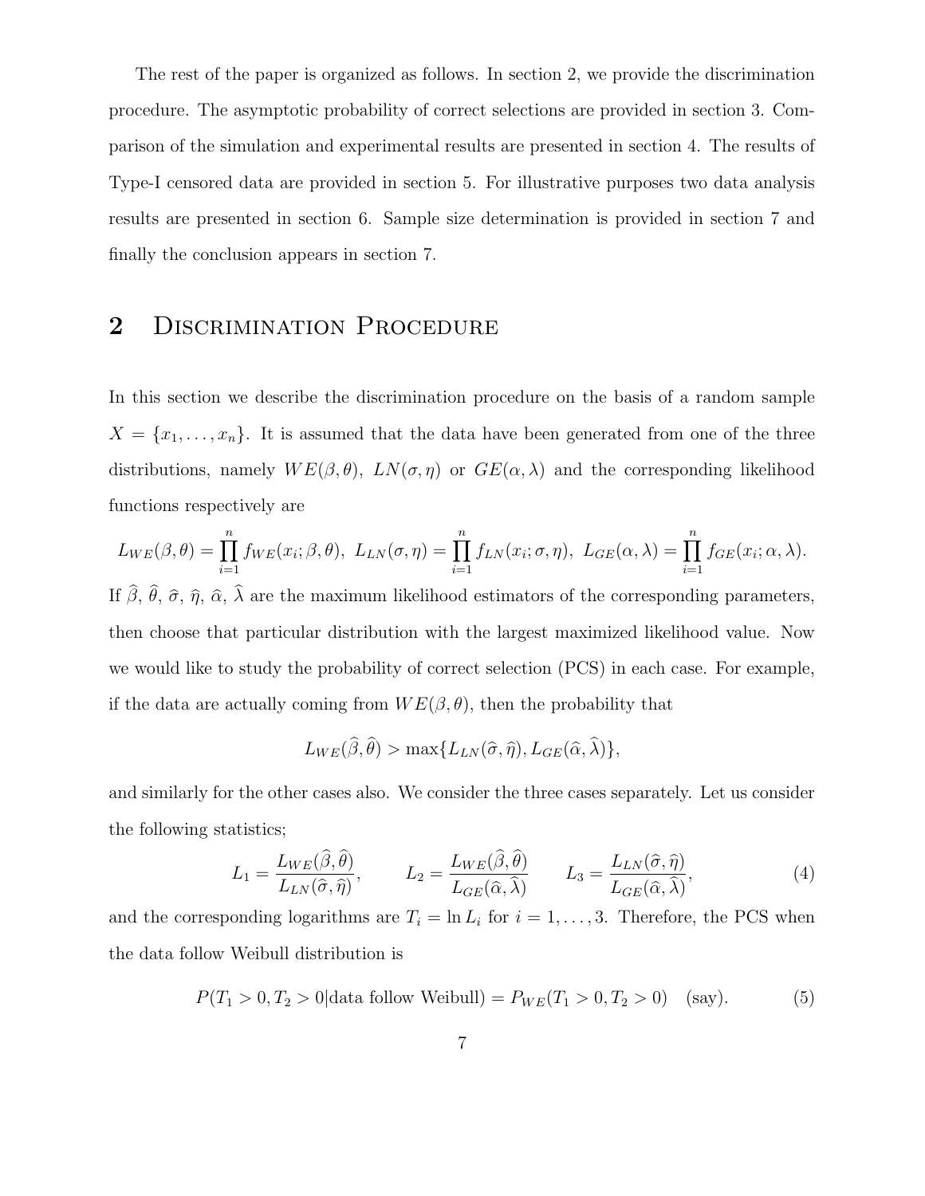The rest of the paper is organized as follows. In section 2, we provide the discrimination procedure. The asymptotic probability of correct selections are provided in section 3. Comparison of the simulation and experimental results are presented in section 4. The results of Type-I censored data are provided in section 5. For illustrative purposes two data analysis results are presented in section 6. Sample size determination is provided in section 7 and finally the conclusion appears in section 7.

## 2 Discrimination Procedure

In this section we describe the discrimination procedure on the basis of a random sample $X = \{x_1, \ldots, x_n\}$. It is assumed that the data have been generated from one of the three distributions, namely $WE(\beta, \theta)$, $LN(\sigma, \eta)$ or $GE(\alpha, \lambda)$ and the corresponding likelihood functions respectively are

$$L_{WE}(\beta, \theta) = \prod_{i=1}^{n} f_{WE}(x_i; \beta, \theta), \ L_{LN}(\sigma, \eta) = \prod_{i=1}^{n} f_{LN}(x_i; \sigma, \eta), \ L_{GE}(\alpha, \lambda) = \prod_{i=1}^{n} f_{GE}(x_i; \alpha, \lambda).$$

If $\widehat{\beta}$, $\widehat{\theta}$, $\widehat{\sigma}$, $\widehat{\eta}$, $\widehat{\alpha}$, $\widehat{\lambda}$ are the maximum likelihood estimators of the corresponding parameters, then choose that particular distribution with the largest maximized likelihood value. Now we would like to study the probability of correct selection (PCS) in each case. For example, if the data are actually coming from $WE(\beta, \theta)$, then the probability that

$$L_{WE}(\widehat{\beta}, \widehat{\theta}) > \max\{L_{LN}(\widehat{\sigma}, \widehat{\eta}), L_{GE}(\widehat{\alpha}, \widehat{\lambda})\},$$

and similarly for the other cases also. We consider the three cases separately. Let us consider the following statistics;

$$L_1 = \frac{L_{WE}(\widehat{\beta}, \widehat{\theta})}{L_{LN}(\widehat{\sigma}, \widehat{\eta})}, \qquad L_2 = \frac{L_{WE}(\widehat{\beta}, \widehat{\theta})}{L_{GE}(\widehat{\alpha}, \widehat{\lambda})} \qquad L_3 = \frac{L_{LN}(\widehat{\sigma}, \widehat{\eta})}{L_{GE}(\widehat{\alpha}, \widehat{\lambda})}, \tag{4}$$

and the corresponding logarithms are $T_i = \ln L_i$ for $i = 1, \ldots, 3$. Therefore, the PCS when the data follow Weibull distribution is

$$P(T_1 > 0, T_2 > 0 | \text{data follow Weibull}) = P_{WE}(T_1 > 0, T_2 > 0) \quad \text{(say)}. \tag{5}$$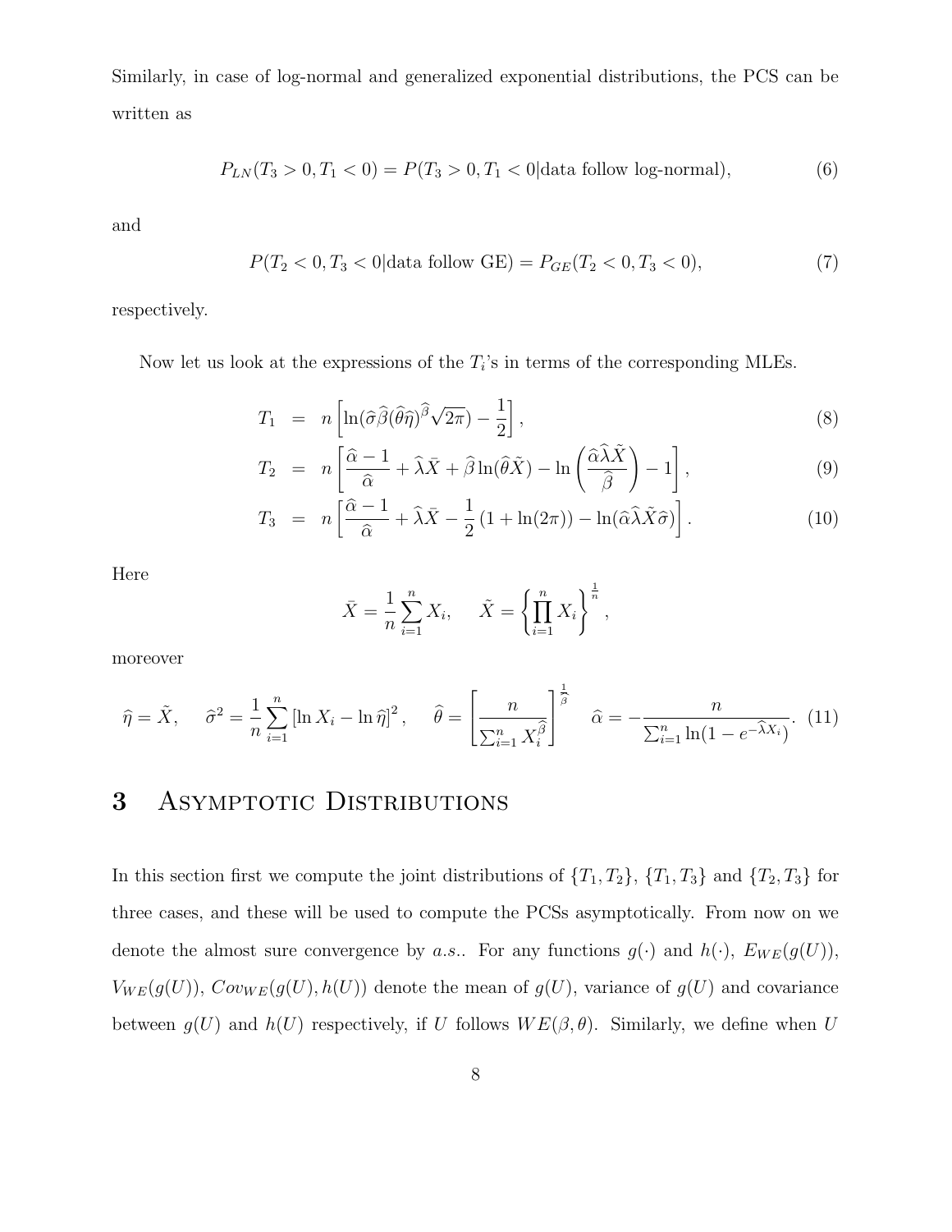Similarly, in case of log-normal and generalized exponential distributions, the PCS can be written as

$$P_{LN}(T_3 > 0, T_1 < 0) = P(T_3 > 0, T_1 < 0|\text{data follow log-normal}), \tag{6}$$

and

$$P(T_2 < 0, T_3 < 0|\text{data follow GE}) = P_{GE}(T_2 < 0, T_3 < 0), \tag{7}$$

respectively.

Now let us look at the expressions of the $T_i$'s in terms of the corresponding MLEs.

$$T_1 = n\left[\ln(\widehat{\sigma}\widehat{\beta}(\widehat{\theta}\widehat{\eta})^{\widehat{\beta}}\sqrt{2\pi}) - \frac{1}{2}\right], \tag{8}$$

$$T_2 = n\left[\frac{\widehat{\alpha}-1}{\widehat{\alpha}} + \widehat{\lambda}\bar{X} + \widehat{\beta}\ln(\widehat{\theta}\tilde{X}) - \ln\left(\frac{\widehat{\alpha}\widehat{\lambda}\tilde{X}}{\widehat{\beta}}\right) - 1\right], \tag{9}$$

$$T_3 = n\left[\frac{\widehat{\alpha}-1}{\widehat{\alpha}} + \widehat{\lambda}\bar{X} - \frac{1}{2}\left(1+\ln(2\pi)\right) - \ln(\widehat{\alpha}\widehat{\lambda}\tilde{X}\widehat{\sigma})\right]. \tag{10}$$

Here

$$\bar{X} = \frac{1}{n}\sum_{i=1}^{n} X_i, \quad \tilde{X} = \left\{\prod_{i=1}^{n} X_i\right\}^{\frac{1}{n}},$$

moreover

$$\widehat{\eta} = \tilde{X}, \quad \widehat{\sigma}^2 = \frac{1}{n}\sum_{i=1}^{n}\left[\ln X_i - \ln\widehat{\eta}\right]^2, \quad \widehat{\theta} = \left[\frac{n}{\sum_{i=1}^{n} X_i^{\widehat{\beta}}}\right]^{\frac{1}{\widehat{\beta}}} \quad \widehat{\alpha} = -\frac{n}{\sum_{i=1}^{n}\ln(1-e^{-\widehat{\lambda}X_i})}. \tag{11}$$

# 3 Asymptotic Distributions

In this section first we compute the joint distributions of $\{T_1, T_2\}$, $\{T_1, T_3\}$ and $\{T_2, T_3\}$ for three cases, and these will be used to compute the PCSs asymptotically. From now on we denote the almost sure convergence by $a.s.$. For any functions $g(\cdot)$ and $h(\cdot)$, $E_{WE}(g(U))$, $V_{WE}(g(U))$, $Cov_{WE}(g(U), h(U))$ denote the mean of $g(U)$, variance of $g(U)$ and covariance between $g(U)$ and $h(U)$ respectively, if $U$ follows $WE(\beta, \theta)$. Similarly, we define when $U$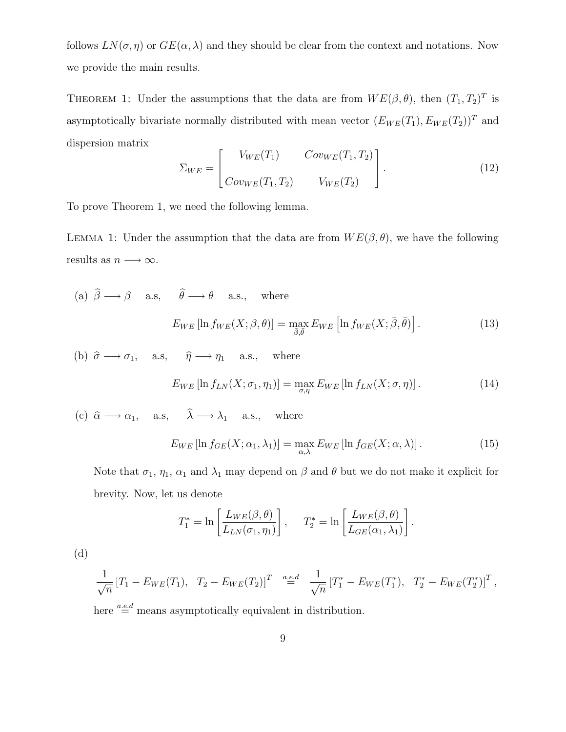follows $LN(\sigma, \eta)$ or $GE(\alpha, \lambda)$ and they should be clear from the context and notations. Now we provide the main results.

THEOREM 1: Under the assumptions that the data are from $WE(\beta, \theta)$, then $(T_1, T_2)^T$ is asymptotically bivariate normally distributed with mean vector $(E_{WE}(T_1), E_{WE}(T_2))^T$ and dispersion matrix

$$\Sigma_{WE} = \begin{bmatrix} V_{WE}(T_1) & Cov_{WE}(T_1, T_2) \\ Cov_{WE}(T_1, T_2) & V_{WE}(T_2) \end{bmatrix}. \tag{12}$$

To prove Theorem 1, we need the following lemma.

LEMMA 1: Under the assumption that the data are from $WE(\beta, \theta)$, we have the following results as $n \longrightarrow \infty$.

(a) $\widehat{\beta} \longrightarrow \beta$ a.s, $\widehat{\theta} \longrightarrow \theta$ a.s., where

$$E_{WE}\left[\ln f_{WE}(X; \beta, \theta)\right] = \max_{\bar{\beta}, \bar{\theta}} E_{WE}\left[\ln f_{WE}(X; \bar{\beta}, \bar{\theta})\right]. \tag{13}$$

(b) $\widehat{\sigma} \longrightarrow \sigma_1$, a.s, $\widehat{\eta} \longrightarrow \eta_1$ a.s., where

$$E_{WE}\left[\ln f_{LN}(X; \sigma_1, \eta_1)\right] = \max_{\sigma, \eta} E_{WE}\left[\ln f_{LN}(X; \sigma, \eta)\right]. \tag{14}$$

(c) $\widehat{\alpha} \longrightarrow \alpha_1$, a.s, $\widehat{\lambda} \longrightarrow \lambda_1$ a.s., where

$$E_{WE}\left[\ln f_{GE}(X; \alpha_1, \lambda_1)\right] = \max_{\alpha, \lambda} E_{WE}\left[\ln f_{GE}(X; \alpha, \lambda)\right]. \tag{15}$$

Note that $\sigma_1$, $\eta_1$, $\alpha_1$ and $\lambda_1$ may depend on $\beta$ and $\theta$ but we do not make it explicit for brevity. Now, let us denote

$$T_1^* = \ln\left[\frac{L_{WE}(\beta, \theta)}{L_{LN}(\sigma_1, \eta_1)}\right], \quad T_2^* = \ln\left[\frac{L_{WE}(\beta, \theta)}{L_{GE}(\alpha_1, \lambda_1)}\right].$$

(d)

$$\frac{1}{\sqrt{n}}\left[T_1 - E_{WE}(T_1), \;\; T_2 - E_{WE}(T_2)\right]^T \overset{a.e.d}{=} \frac{1}{\sqrt{n}}\left[T_1^* - E_{WE}(T_1^*), \;\; T_2^* - E_{WE}(T_2^*)\right]^T,$$

here $\overset{a.e.d}{=}$ means asymptotically equivalent in distribution.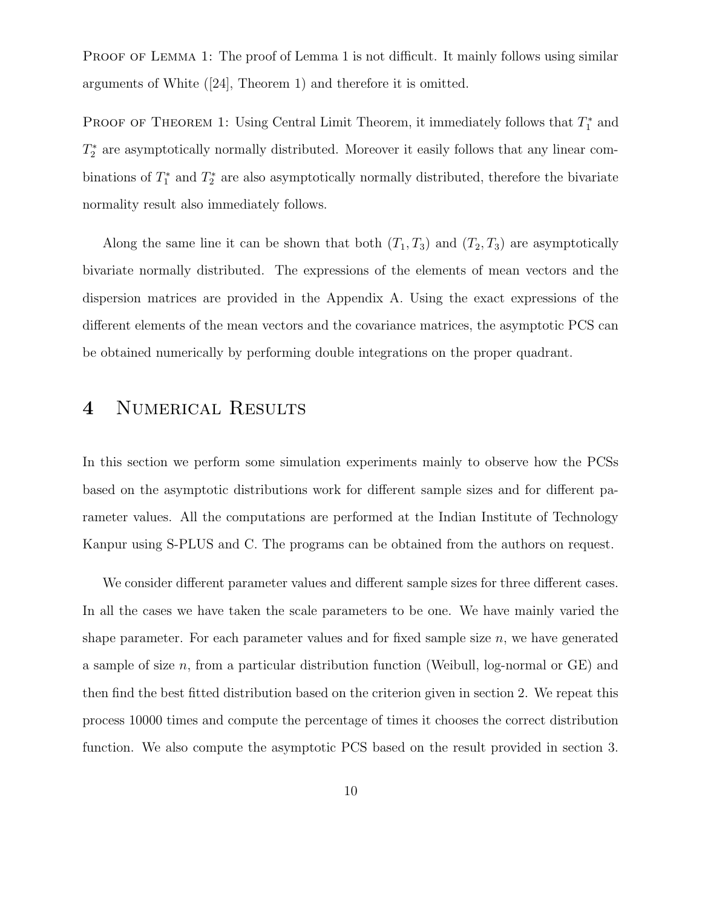Proof of Lemma 1: The proof of Lemma 1 is not difficult. It mainly follows using similar arguments of White ([24], Theorem 1) and therefore it is omitted.

Proof of Theorem 1: Using Central Limit Theorem, it immediately follows that $T_1^*$ and $T_2^*$ are asymptotically normally distributed. Moreover it easily follows that any linear combinations of $T_1^*$ and $T_2^*$ are also asymptotically normally distributed, therefore the bivariate normality result also immediately follows.

Along the same line it can be shown that both $(T_1, T_3)$ and $(T_2, T_3)$ are asymptotically bivariate normally distributed. The expressions of the elements of mean vectors and the dispersion matrices are provided in the Appendix A. Using the exact expressions of the different elements of the mean vectors and the covariance matrices, the asymptotic PCS can be obtained numerically by performing double integrations on the proper quadrant.

# 4 Numerical Results

In this section we perform some simulation experiments mainly to observe how the PCSs based on the asymptotic distributions work for different sample sizes and for different parameter values. All the computations are performed at the Indian Institute of Technology Kanpur using S-PLUS and C. The programs can be obtained from the authors on request.

We consider different parameter values and different sample sizes for three different cases. In all the cases we have taken the scale parameters to be one. We have mainly varied the shape parameter. For each parameter values and for fixed sample size $n$, we have generated a sample of size $n$, from a particular distribution function (Weibull, log-normal or GE) and then find the best fitted distribution based on the criterion given in section 2. We repeat this process 10000 times and compute the percentage of times it chooses the correct distribution function. We also compute the asymptotic PCS based on the result provided in section 3.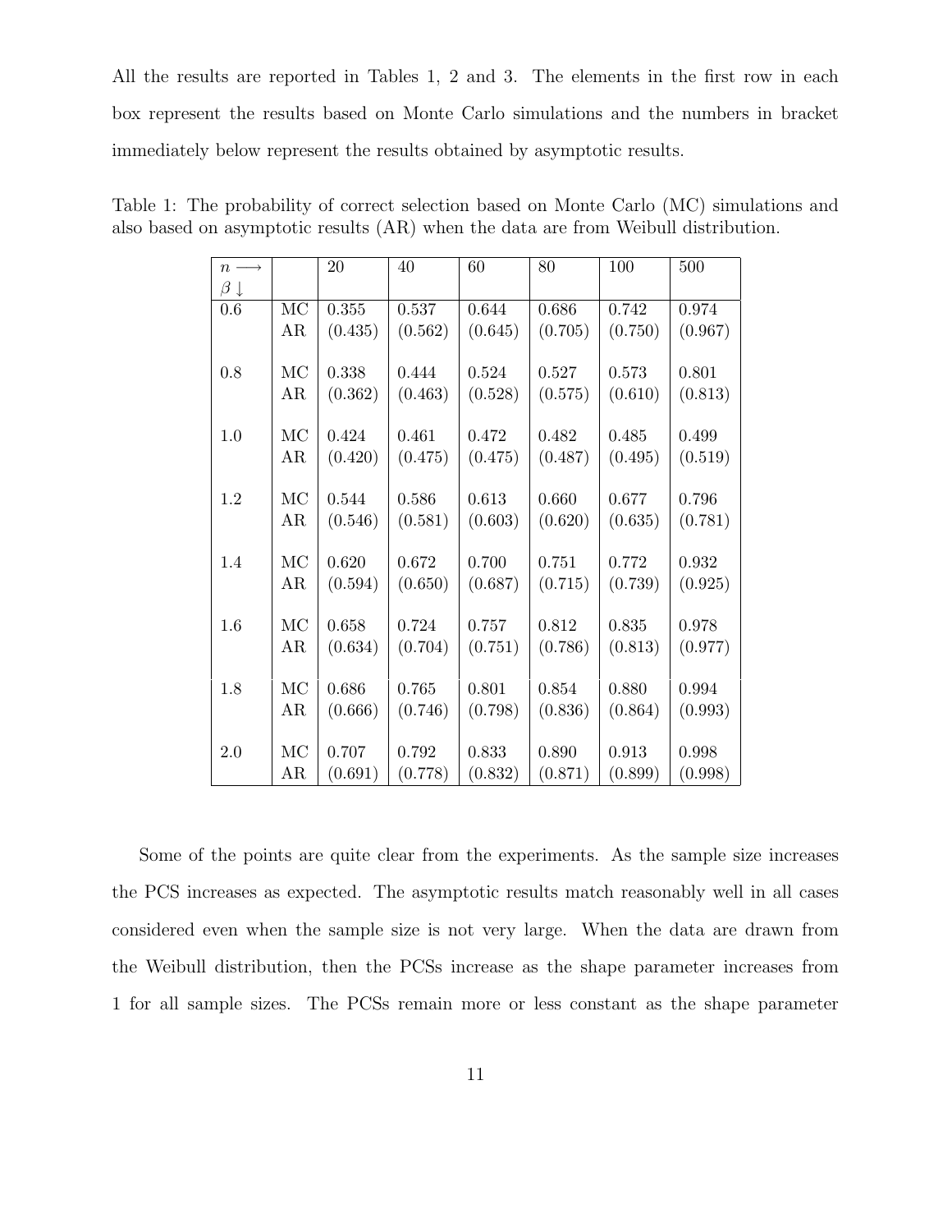All the results are reported in Tables 1, 2 and 3. The elements in the first row in each box represent the results based on Monte Carlo simulations and the numbers in bracket immediately below represent the results obtained by asymptotic results.

Table 1: The probability of correct selection based on Monte Carlo (MC) simulations and also based on asymptotic results (AR) when the data are from Weibull distribution.

| $n \longrightarrow$ $\beta \downarrow$ | | 20 | 40 | 60 | 80 | 100 | 500 |
|---|---|---|---|---|---|---|---|
| 0.6 | MC | 0.355 | 0.537 | 0.644 | 0.686 | 0.742 | 0.974 |
| | AR | (0.435) | (0.562) | (0.645) | (0.705) | (0.750) | (0.967) |
| 0.8 | MC | 0.338 | 0.444 | 0.524 | 0.527 | 0.573 | 0.801 |
| | AR | (0.362) | (0.463) | (0.528) | (0.575) | (0.610) | (0.813) |
| 1.0 | MC | 0.424 | 0.461 | 0.472 | 0.482 | 0.485 | 0.499 |
| | AR | (0.420) | (0.475) | (0.475) | (0.487) | (0.495) | (0.519) |
| 1.2 | MC | 0.544 | 0.586 | 0.613 | 0.660 | 0.677 | 0.796 |
| | AR | (0.546) | (0.581) | (0.603) | (0.620) | (0.635) | (0.781) |
| 1.4 | MC | 0.620 | 0.672 | 0.700 | 0.751 | 0.772 | 0.932 |
| | AR | (0.594) | (0.650) | (0.687) | (0.715) | (0.739) | (0.925) |
| 1.6 | MC | 0.658 | 0.724 | 0.757 | 0.812 | 0.835 | 0.978 |
| | AR | (0.634) | (0.704) | (0.751) | (0.786) | (0.813) | (0.977) |
| 1.8 | MC | 0.686 | 0.765 | 0.801 | 0.854 | 0.880 | 0.994 |
| | AR | (0.666) | (0.746) | (0.798) | (0.836) | (0.864) | (0.993) |
| 2.0 | MC | 0.707 | 0.792 | 0.833 | 0.890 | 0.913 | 0.998 |
| | AR | (0.691) | (0.778) | (0.832) | (0.871) | (0.899) | (0.998) |

Some of the points are quite clear from the experiments. As the sample size increases the PCS increases as expected. The asymptotic results match reasonably well in all cases considered even when the sample size is not very large. When the data are drawn from the Weibull distribution, then the PCSs increase as the shape parameter increases from 1 for all sample sizes. The PCSs remain more or less constant as the shape parameter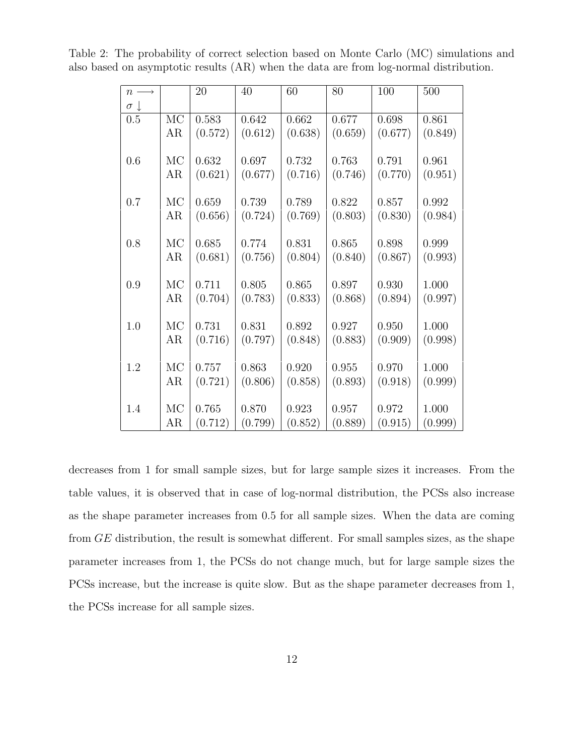Table 2: The probability of correct selection based on Monte Carlo (MC) simulations and also based on asymptotic results (AR) when the data are from log-normal distribution.

| $n \longrightarrow$ / $\sigma \downarrow$ | | 20 | 40 | 60 | 80 | 100 | 500 |
|---|---|---|---|---|---|---|---|
| 0.5 | MC | 0.583 | 0.642 | 0.662 | 0.677 | 0.698 | 0.861 |
| | AR | (0.572) | (0.612) | (0.638) | (0.659) | (0.677) | (0.849) |
| 0.6 | MC | 0.632 | 0.697 | 0.732 | 0.763 | 0.791 | 0.961 |
| | AR | (0.621) | (0.677) | (0.716) | (0.746) | (0.770) | (0.951) |
| 0.7 | MC | 0.659 | 0.739 | 0.789 | 0.822 | 0.857 | 0.992 |
| | AR | (0.656) | (0.724) | (0.769) | (0.803) | (0.830) | (0.984) |
| 0.8 | MC | 0.685 | 0.774 | 0.831 | 0.865 | 0.898 | 0.999 |
| | AR | (0.681) | (0.756) | (0.804) | (0.840) | (0.867) | (0.993) |
| 0.9 | MC | 0.711 | 0.805 | 0.865 | 0.897 | 0.930 | 1.000 |
| | AR | (0.704) | (0.783) | (0.833) | (0.868) | (0.894) | (0.997) |
| 1.0 | MC | 0.731 | 0.831 | 0.892 | 0.927 | 0.950 | 1.000 |
| | AR | (0.716) | (0.797) | (0.848) | (0.883) | (0.909) | (0.998) |
| 1.2 | MC | 0.757 | 0.863 | 0.920 | 0.955 | 0.970 | 1.000 |
| | AR | (0.721) | (0.806) | (0.858) | (0.893) | (0.918) | (0.999) |
| 1.4 | MC | 0.765 | 0.870 | 0.923 | 0.957 | 0.972 | 1.000 |
| | AR | (0.712) | (0.799) | (0.852) | (0.889) | (0.915) | (0.999) |

decreases from 1 for small sample sizes, but for large sample sizes it increases. From the table values, it is observed that in case of log-normal distribution, the PCSs also increase as the shape parameter increases from 0.5 for all sample sizes. When the data are coming from *GE* distribution, the result is somewhat different. For small samples sizes, as the shape parameter increases from 1, the PCSs do not change much, but for large sample sizes the PCSs increase, but the increase is quite slow. But as the shape parameter decreases from 1, the PCSs increase for all sample sizes.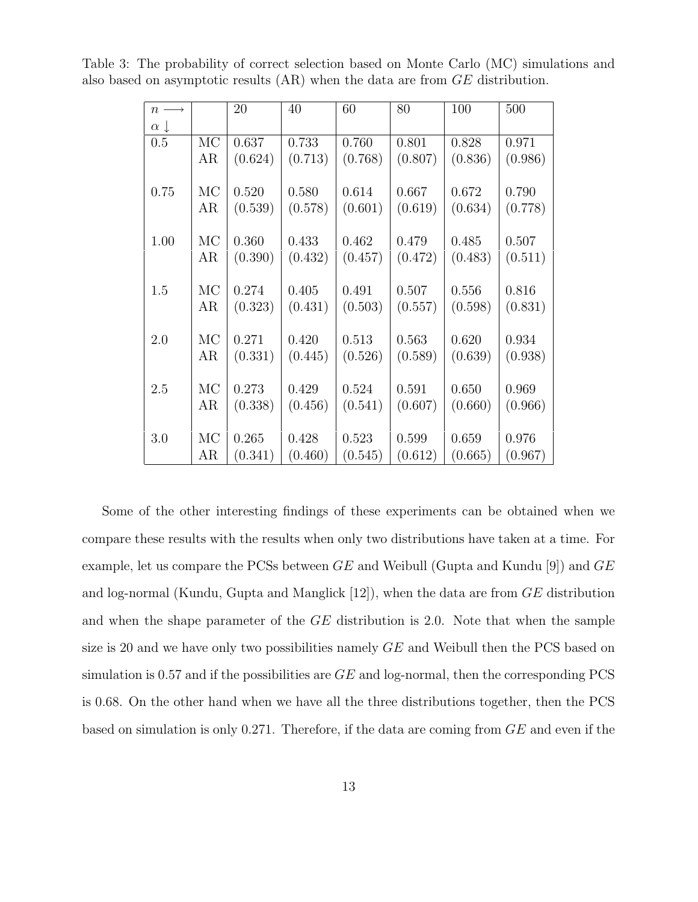Table 3: The probability of correct selection based on Monte Carlo (MC) simulations and also based on asymptotic results (AR) when the data are from $GE$ distribution.

| $n \longrightarrow$ / $\alpha \downarrow$ | | 20 | 40 | 60 | 80 | 100 | 500 |
|---|---|---|---|---|---|---|---|
| 0.5 | MC | 0.637 | 0.733 | 0.760 | 0.801 | 0.828 | 0.971 |
| | AR | (0.624) | (0.713) | (0.768) | (0.807) | (0.836) | (0.986) |
| 0.75 | MC | 0.520 | 0.580 | 0.614 | 0.667 | 0.672 | 0.790 |
| | AR | (0.539) | (0.578) | (0.601) | (0.619) | (0.634) | (0.778) |
| 1.00 | MC | 0.360 | 0.433 | 0.462 | 0.479 | 0.485 | 0.507 |
| | AR | (0.390) | (0.432) | (0.457) | (0.472) | (0.483) | (0.511) |
| 1.5 | MC | 0.274 | 0.405 | 0.491 | 0.507 | 0.556 | 0.816 |
| | AR | (0.323) | (0.431) | (0.503) | (0.557) | (0.598) | (0.831) |
| 2.0 | MC | 0.271 | 0.420 | 0.513 | 0.563 | 0.620 | 0.934 |
| | AR | (0.331) | (0.445) | (0.526) | (0.589) | (0.639) | (0.938) |
| 2.5 | MC | 0.273 | 0.429 | 0.524 | 0.591 | 0.650 | 0.969 |
| | AR | (0.338) | (0.456) | (0.541) | (0.607) | (0.660) | (0.966) |
| 3.0 | MC | 0.265 | 0.428 | 0.523 | 0.599 | 0.659 | 0.976 |
| | AR | (0.341) | (0.460) | (0.545) | (0.612) | (0.665) | (0.967) |

Some of the other interesting findings of these experiments can be obtained when we compare these results with the results when only two distributions have taken at a time. For example, let us compare the PCSs between $GE$ and Weibull (Gupta and Kundu [9]) and $GE$ and log-normal (Kundu, Gupta and Manglick [12]), when the data are from $GE$ distribution and when the shape parameter of the $GE$ distribution is 2.0. Note that when the sample size is 20 and we have only two possibilities namely $GE$ and Weibull then the PCS based on simulation is 0.57 and if the possibilities are $GE$ and log-normal, then the corresponding PCS is 0.68. On the other hand when we have all the three distributions together, then the PCS based on simulation is only 0.271. Therefore, if the data are coming from $GE$ and even if the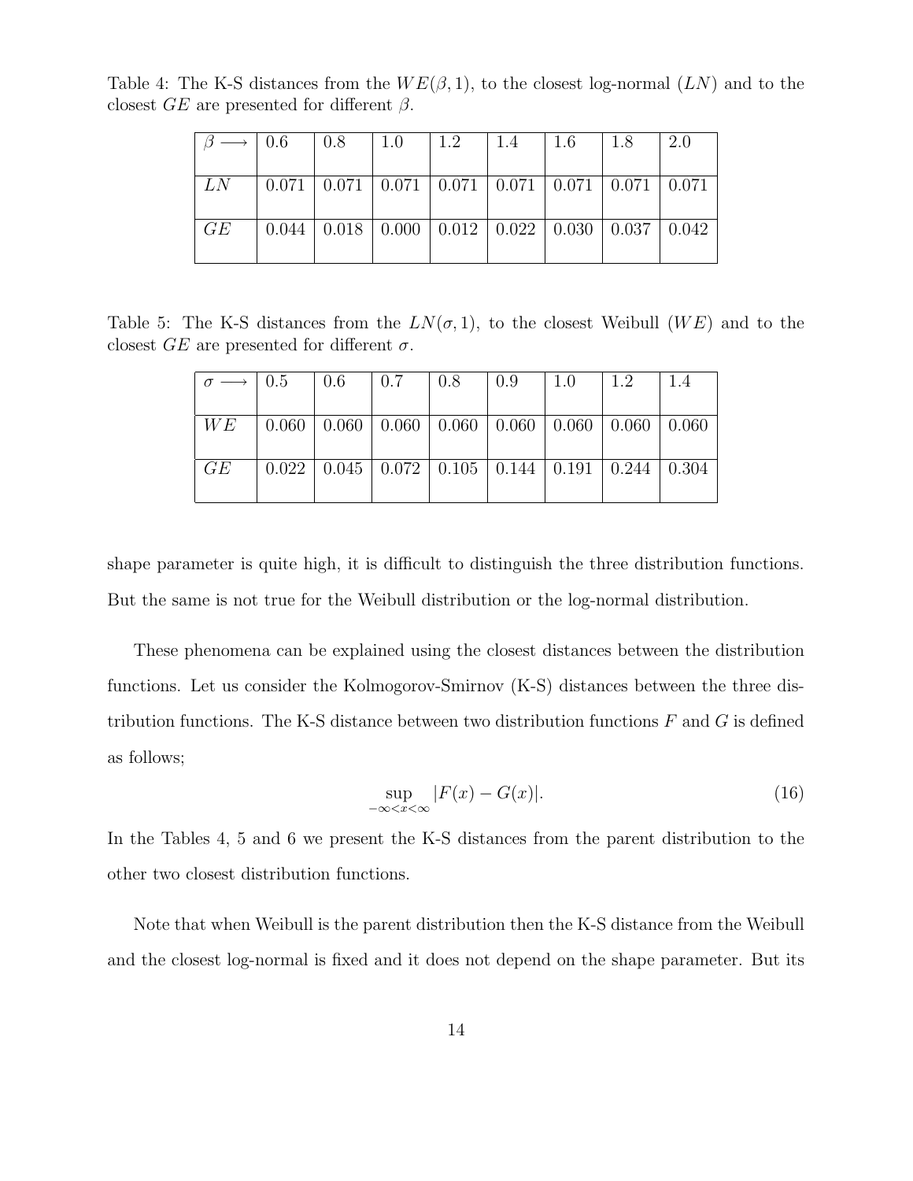Table 4: The K-S distances from the $WE(\beta, 1)$, to the closest log-normal ($LN$) and to the closest $GE$ are presented for different $\beta$.

| $\beta \longrightarrow$ | 0.6 | 0.8 | 1.0 | 1.2 | 1.4 | 1.6 | 1.8 | 2.0 |
|---|---|---|---|---|---|---|---|---|
| $LN$ | 0.071 | 0.071 | 0.071 | 0.071 | 0.071 | 0.071 | 0.071 | 0.071 |
| $GE$ | 0.044 | 0.018 | 0.000 | 0.012 | 0.022 | 0.030 | 0.037 | 0.042 |

Table 5: The K-S distances from the $LN(\sigma, 1)$, to the closest Weibull ($WE$) and to the closest $GE$ are presented for different $\sigma$.

| $\sigma \longrightarrow$ | 0.5 | 0.6 | 0.7 | 0.8 | 0.9 | 1.0 | 1.2 | 1.4 |
|---|---|---|---|---|---|---|---|---|
| $WE$ | 0.060 | 0.060 | 0.060 | 0.060 | 0.060 | 0.060 | 0.060 | 0.060 |
| $GE$ | 0.022 | 0.045 | 0.072 | 0.105 | 0.144 | 0.191 | 0.244 | 0.304 |

shape parameter is quite high, it is difficult to distinguish the three distribution functions. But the same is not true for the Weibull distribution or the log-normal distribution.

These phenomena can be explained using the closest distances between the distribution functions. Let us consider the Kolmogorov-Smirnov (K-S) distances between the three distribution functions. The K-S distance between two distribution functions $F$ and $G$ is defined as follows;

$$\sup_{-\infty < x < \infty} |F(x) - G(x)|. \tag{16}$$

In the Tables 4, 5 and 6 we present the K-S distances from the parent distribution to the other two closest distribution functions.

Note that when Weibull is the parent distribution then the K-S distance from the Weibull and the closest log-normal is fixed and it does not depend on the shape parameter. But its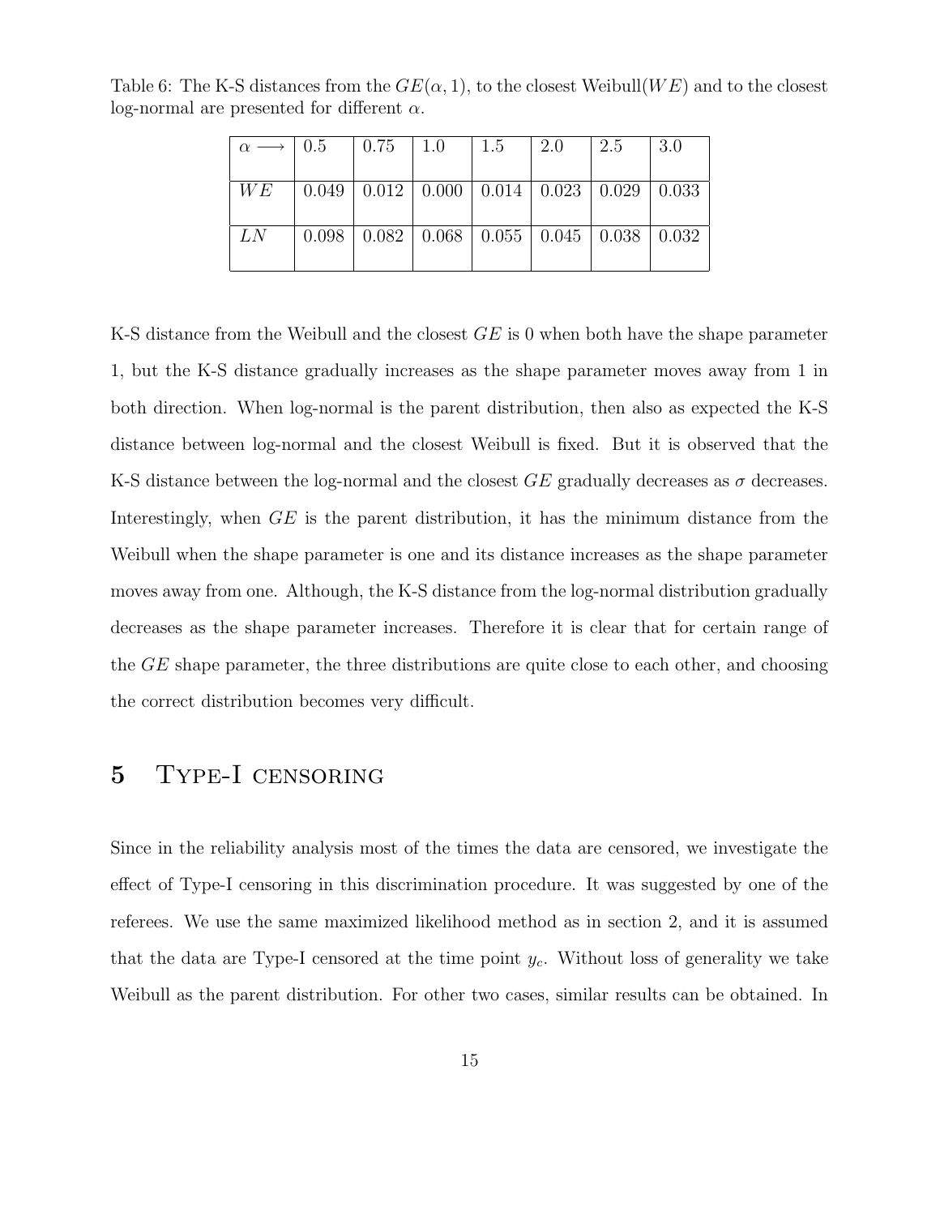Table 6: The K-S distances from the $GE(\alpha, 1)$, to the closest Weibull($WE$) and to the closest log-normal are presented for different $\alpha$.

| $\alpha \longrightarrow$ | 0.5 | 0.75 | 1.0 | 1.5 | 2.0 | 2.5 | 3.0 |
|---|---|---|---|---|---|---|---|
| $WE$ | 0.049 | 0.012 | 0.000 | 0.014 | 0.023 | 0.029 | 0.033 |
| $LN$ | 0.098 | 0.082 | 0.068 | 0.055 | 0.045 | 0.038 | 0.032 |

K-S distance from the Weibull and the closest $GE$ is 0 when both have the shape parameter 1, but the K-S distance gradually increases as the shape parameter moves away from 1 in both direction. When log-normal is the parent distribution, then also as expected the K-S distance between log-normal and the closest Weibull is fixed. But it is observed that the K-S distance between the log-normal and the closest $GE$ gradually decreases as $\sigma$ decreases. Interestingly, when $GE$ is the parent distribution, it has the minimum distance from the Weibull when the shape parameter is one and its distance increases as the shape parameter moves away from one. Although, the K-S distance from the log-normal distribution gradually decreases as the shape parameter increases. Therefore it is clear that for certain range of the $GE$ shape parameter, the three distributions are quite close to each other, and choosing the correct distribution becomes very difficult.

## 5 Type-I censoring

Since in the reliability analysis most of the times the data are censored, we investigate the effect of Type-I censoring in this discrimination procedure. It was suggested by one of the referees. We use the same maximized likelihood method as in section 2, and it is assumed that the data are Type-I censored at the time point $y_c$. Without loss of generality we take Weibull as the parent distribution. For other two cases, similar results can be obtained. In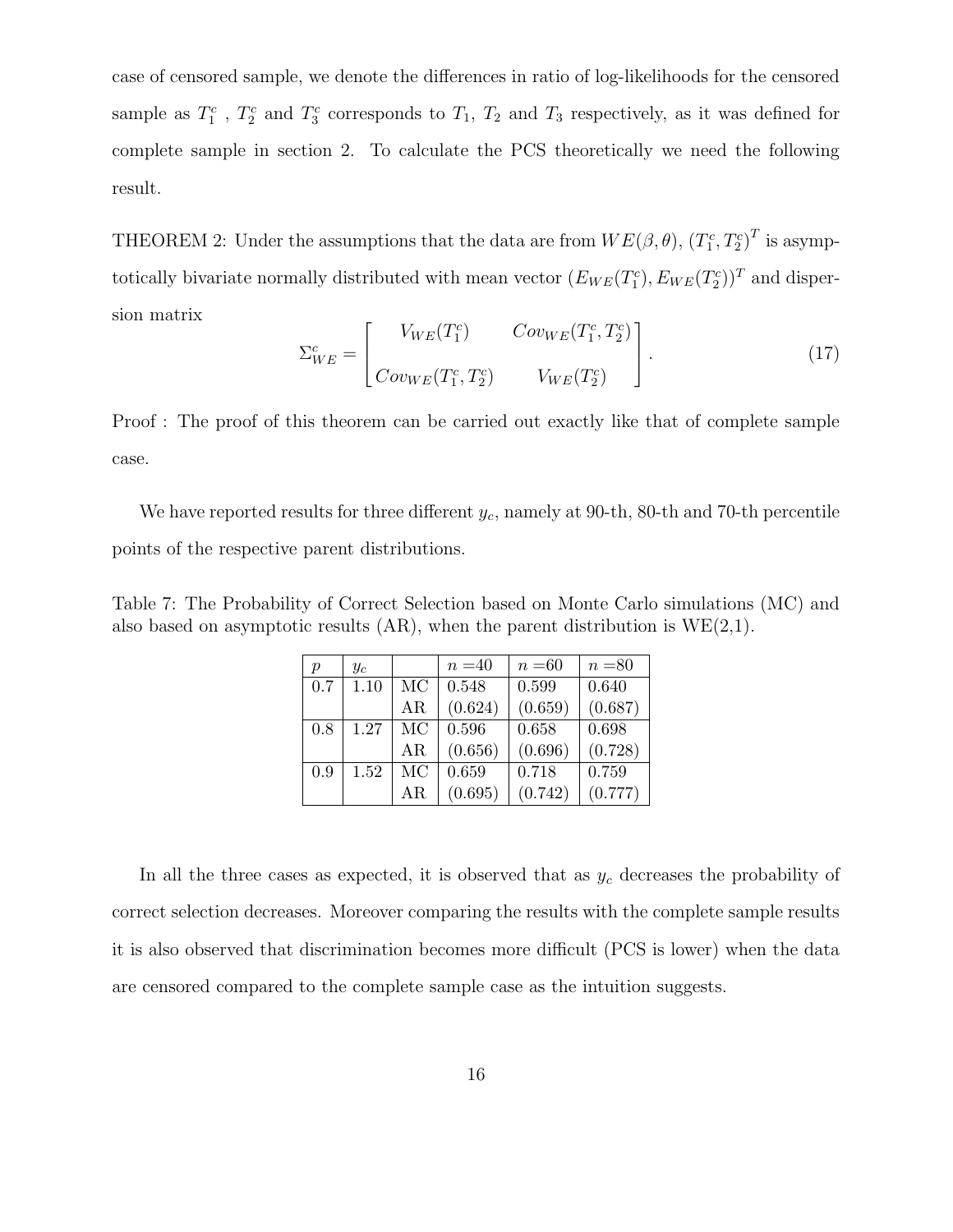case of censored sample, we denote the differences in ratio of log-likelihoods for the censored sample as $T_1^c$ , $T_2^c$ and $T_3^c$ corresponds to $T_1$, $T_2$ and $T_3$ respectively, as it was defined for complete sample in section 2. To calculate the PCS theoretically we need the following result.

THEOREM 2: Under the assumptions that the data are from $WE(\beta, \theta)$, $(T_1^c, T_2^c)^T$ is asymptotically bivariate normally distributed with mean vector $(E_{WE}(T_1^c), E_{WE}(T_2^c))^T$ and dispersion matrix

$$\Sigma_{WE}^c = \begin{bmatrix} V_{WE}(T_1^c) & Cov_{WE}(T_1^c, T_2^c) \\ Cov_{WE}(T_1^c, T_2^c) & V_{WE}(T_2^c) \end{bmatrix}. \tag{17}$$

Proof : The proof of this theorem can be carried out exactly like that of complete sample case.

We have reported results for three different $y_c$, namely at 90-th, 80-th and 70-th percentile points of the respective parent distributions.

Table 7: The Probability of Correct Selection based on Monte Carlo simulations (MC) and also based on asymptotic results (AR), when the parent distribution is WE(2,1).

| $p$ | $y_c$ | | $n$ =40 | $n$ =60 | $n$ =80 |
|---|---|---|---|---|---|
| 0.7 | 1.10 | MC | 0.548 | 0.599 | 0.640 |
| | | AR | (0.624) | (0.659) | (0.687) |
| 0.8 | 1.27 | MC | 0.596 | 0.658 | 0.698 |
| | | AR | (0.656) | (0.696) | (0.728) |
| 0.9 | 1.52 | MC | 0.659 | 0.718 | 0.759 |
| | | AR | (0.695) | (0.742) | (0.777) |

In all the three cases as expected, it is observed that as $y_c$ decreases the probability of correct selection decreases. Moreover comparing the results with the complete sample results it is also observed that discrimination becomes more difficult (PCS is lower) when the data are censored compared to the complete sample case as the intuition suggests.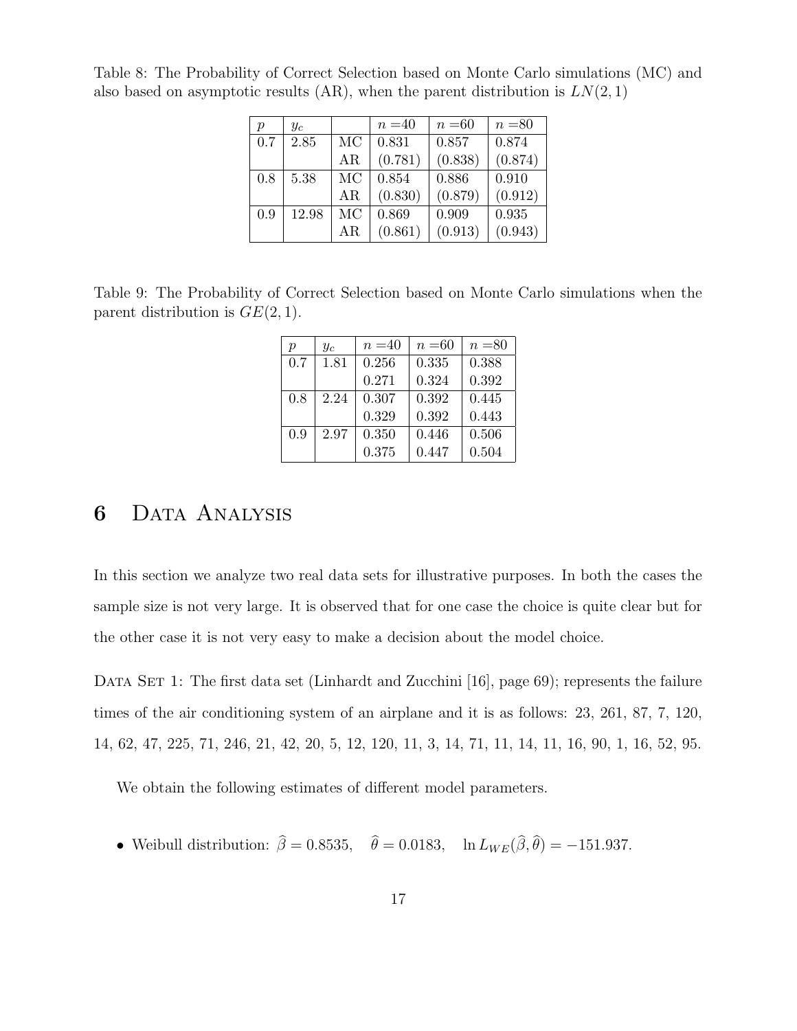Table 8: The Probability of Correct Selection based on Monte Carlo simulations (MC) and also based on asymptotic results (AR), when the parent distribution is $LN(2,1)$

| $p$ | $y_c$ | | $n$ =40 | $n$ =60 | $n$ =80 |
|---|---|---|---|---|---|
| 0.7 | 2.85 | MC | 0.831 | 0.857 | 0.874 |
| | | AR | (0.781) | (0.838) | (0.874) |
| 0.8 | 5.38 | MC | 0.854 | 0.886 | 0.910 |
| | | AR | (0.830) | (0.879) | (0.912) |
| 0.9 | 12.98 | MC | 0.869 | 0.909 | 0.935 |
| | | AR | (0.861) | (0.913) | (0.943) |

Table 9: The Probability of Correct Selection based on Monte Carlo simulations when the parent distribution is $GE(2,1)$.

| $p$ | $y_c$ | $n$ =40 | $n$ =60 | $n$ =80 |
|---|---|---|---|---|
| 0.7 | 1.81 | 0.256 | 0.335 | 0.388 |
| | | 0.271 | 0.324 | 0.392 |
| 0.8 | 2.24 | 0.307 | 0.392 | 0.445 |
| | | 0.329 | 0.392 | 0.443 |
| 0.9 | 2.97 | 0.350 | 0.446 | 0.506 |
| | | 0.375 | 0.447 | 0.504 |

# 6 Data Analysis

In this section we analyze two real data sets for illustrative purposes. In both the cases the sample size is not very large. It is observed that for one case the choice is quite clear but for the other case it is not very easy to make a decision about the model choice.

Data Set 1: The first data set (Linhardt and Zucchini [16], page 69); represents the failure times of the air conditioning system of an airplane and it is as follows: 23, 261, 87, 7, 120, 14, 62, 47, 225, 71, 246, 21, 42, 20, 5, 12, 120, 11, 3, 14, 71, 11, 14, 11, 16, 90, 1, 16, 52, 95.

We obtain the following estimates of different model parameters.

- Weibull distribution: $\widehat{\beta} = 0.8535$, $\quad \widehat{\theta} = 0.0183$, $\quad \ln L_{WE}(\widehat{\beta}, \widehat{\theta}) = -151.937$.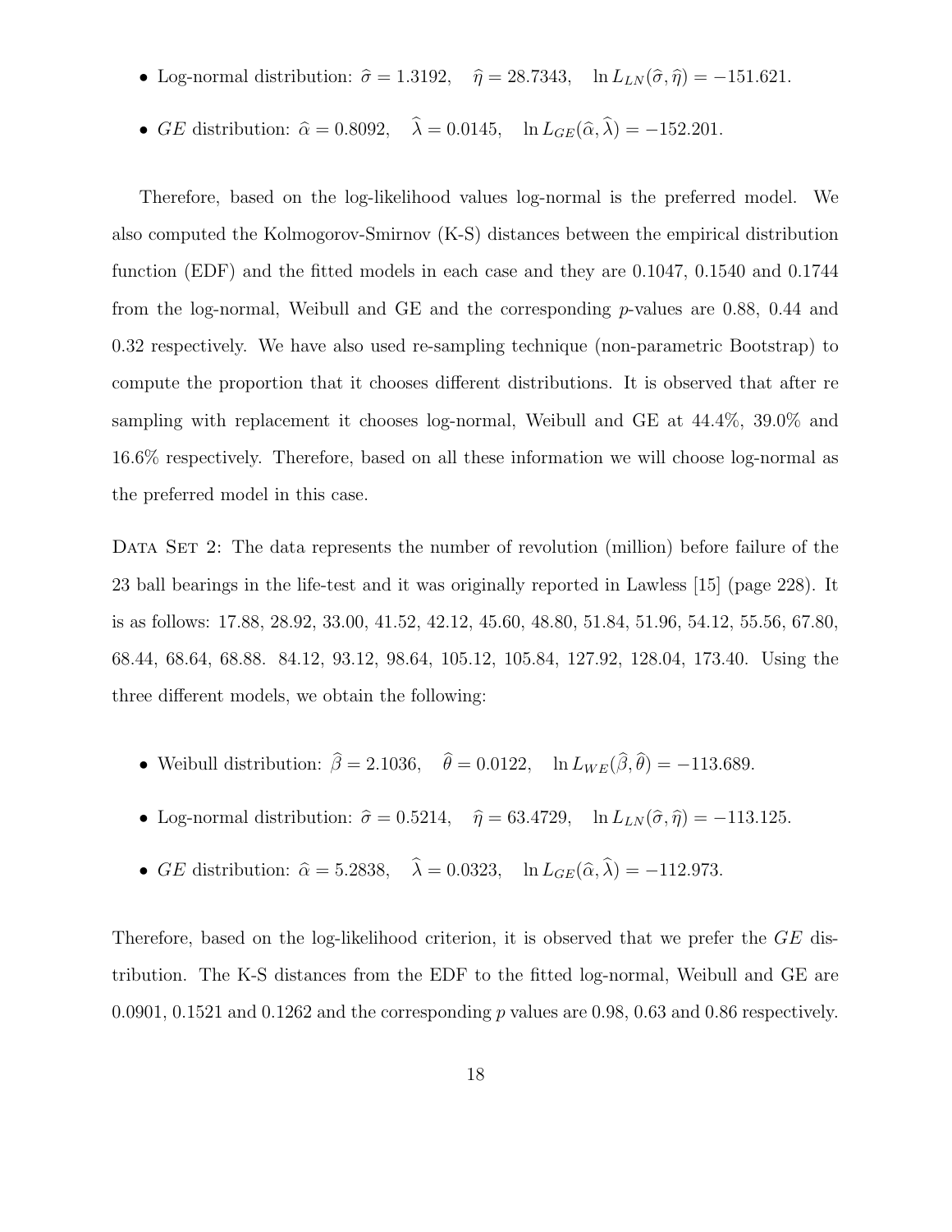- Log-normal distribution: $\widehat{\sigma} = 1.3192, \quad \widehat{\eta} = 28.7343, \quad \ln L_{LN}(\widehat{\sigma}, \widehat{\eta}) = -151.621.$

- $GE$ distribution: $\widehat{\alpha} = 0.8092, \quad \widehat{\lambda} = 0.0145, \quad \ln L_{GE}(\widehat{\alpha}, \widehat{\lambda}) = -152.201.$

Therefore, based on the log-likelihood values log-normal is the preferred model. We also computed the Kolmogorov-Smirnov (K-S) distances between the empirical distribution function (EDF) and the fitted models in each case and they are 0.1047, 0.1540 and 0.1744 from the log-normal, Weibull and GE and the corresponding $p$-values are 0.88, 0.44 and 0.32 respectively. We have also used re-sampling technique (non-parametric Bootstrap) to compute the proportion that it chooses different distributions. It is observed that after re sampling with replacement it chooses log-normal, Weibull and GE at 44.4%, 39.0% and 16.6% respectively. Therefore, based on all these information we will choose log-normal as the preferred model in this case.

Data Set 2: The data represents the number of revolution (million) before failure of the 23 ball bearings in the life-test and it was originally reported in Lawless [15] (page 228). It is as follows: 17.88, 28.92, 33.00, 41.52, 42.12, 45.60, 48.80, 51.84, 51.96, 54.12, 55.56, 67.80, 68.44, 68.64, 68.88. 84.12, 93.12, 98.64, 105.12, 105.84, 127.92, 128.04, 173.40. Using the three different models, we obtain the following:

- Weibull distribution: $\widehat{\beta} = 2.1036, \quad \widehat{\theta} = 0.0122, \quad \ln L_{WE}(\widehat{\beta}, \widehat{\theta}) = -113.689.$

- Log-normal distribution: $\widehat{\sigma} = 0.5214, \quad \widehat{\eta} = 63.4729, \quad \ln L_{LN}(\widehat{\sigma}, \widehat{\eta}) = -113.125.$

- $GE$ distribution: $\widehat{\alpha} = 5.2838, \quad \widehat{\lambda} = 0.0323, \quad \ln L_{GE}(\widehat{\alpha}, \widehat{\lambda}) = -112.973.$

Therefore, based on the log-likelihood criterion, it is observed that we prefer the $GE$ distribution. The K-S distances from the EDF to the fitted log-normal, Weibull and GE are 0.0901, 0.1521 and 0.1262 and the corresponding $p$ values are 0.98, 0.63 and 0.86 respectively.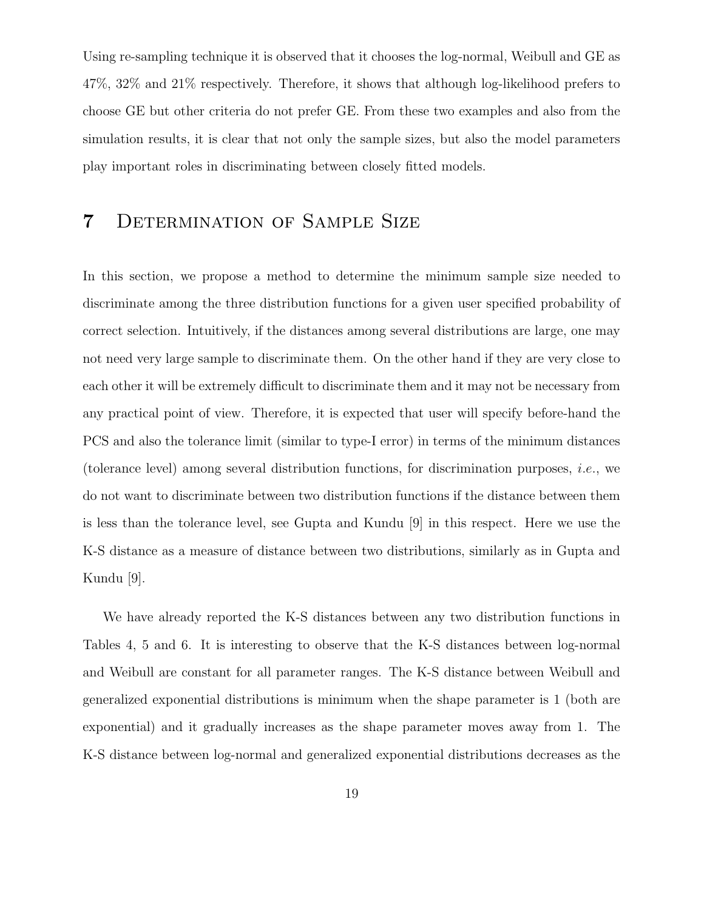Using re-sampling technique it is observed that it chooses the log-normal, Weibull and GE as 47%, 32% and 21% respectively. Therefore, it shows that although log-likelihood prefers to choose GE but other criteria do not prefer GE. From these two examples and also from the simulation results, it is clear that not only the sample sizes, but also the model parameters play important roles in discriminating between closely fitted models.

# 7 Determination of Sample Size

In this section, we propose a method to determine the minimum sample size needed to discriminate among the three distribution functions for a given user specified probability of correct selection. Intuitively, if the distances among several distributions are large, one may not need very large sample to discriminate them. On the other hand if they are very close to each other it will be extremely difficult to discriminate them and it may not be necessary from any practical point of view. Therefore, it is expected that user will specify before-hand the PCS and also the tolerance limit (similar to type-I error) in terms of the minimum distances (tolerance level) among several distribution functions, for discrimination purposes, *i.e.*, we do not want to discriminate between two distribution functions if the distance between them is less than the tolerance level, see Gupta and Kundu [9] in this respect. Here we use the K-S distance as a measure of distance between two distributions, similarly as in Gupta and Kundu [9].

We have already reported the K-S distances between any two distribution functions in Tables 4, 5 and 6. It is interesting to observe that the K-S distances between log-normal and Weibull are constant for all parameter ranges. The K-S distance between Weibull and generalized exponential distributions is minimum when the shape parameter is 1 (both are exponential) and it gradually increases as the shape parameter moves away from 1. The K-S distance between log-normal and generalized exponential distributions decreases as the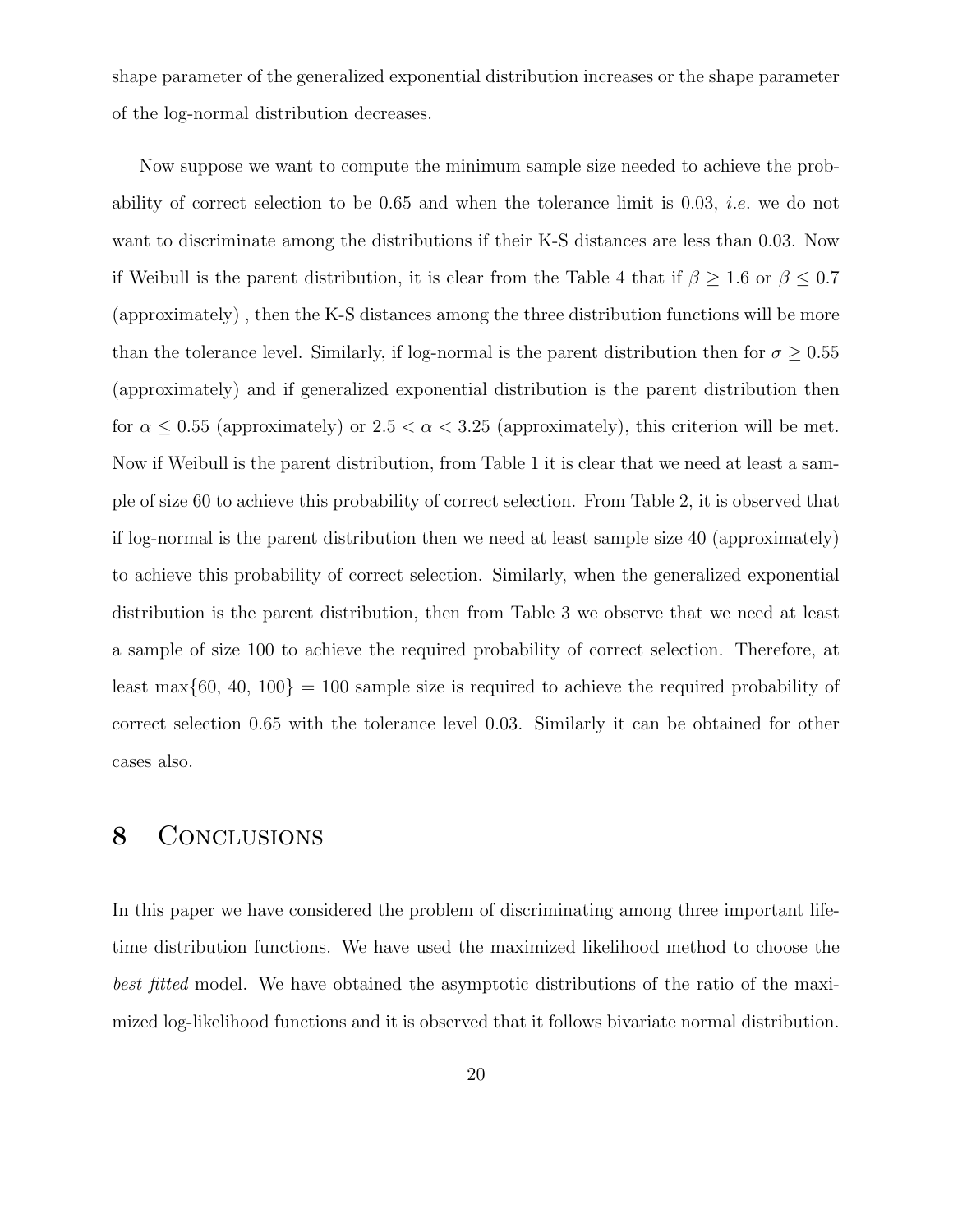shape parameter of the generalized exponential distribution increases or the shape parameter of the log-normal distribution decreases.

Now suppose we want to compute the minimum sample size needed to achieve the probability of correct selection to be 0.65 and when the tolerance limit is 0.03, *i.e.* we do not want to discriminate among the distributions if their K-S distances are less than 0.03. Now if Weibull is the parent distribution, it is clear from the Table 4 that if $\beta \geq 1.6$ or $\beta \leq 0.7$ (approximately) , then the K-S distances among the three distribution functions will be more than the tolerance level. Similarly, if log-normal is the parent distribution then for $\sigma \geq 0.55$ (approximately) and if generalized exponential distribution is the parent distribution then for $\alpha \leq 0.55$ (approximately) or $2.5 < \alpha < 3.25$ (approximately), this criterion will be met. Now if Weibull is the parent distribution, from Table 1 it is clear that we need at least a sample of size 60 to achieve this probability of correct selection. From Table 2, it is observed that if log-normal is the parent distribution then we need at least sample size 40 (approximately) to achieve this probability of correct selection. Similarly, when the generalized exponential distribution is the parent distribution, then from Table 3 we observe that we need at least a sample of size 100 to achieve the required probability of correct selection. Therefore, at least $\max\{60, 40, 100\} = 100$ sample size is required to achieve the required probability of correct selection 0.65 with the tolerance level 0.03. Similarly it can be obtained for other cases also.

# 8 Conclusions

In this paper we have considered the problem of discriminating among three important lifetime distribution functions. We have used the maximized likelihood method to choose the *best fitted* model. We have obtained the asymptotic distributions of the ratio of the maximized log-likelihood functions and it is observed that it follows bivariate normal distribution.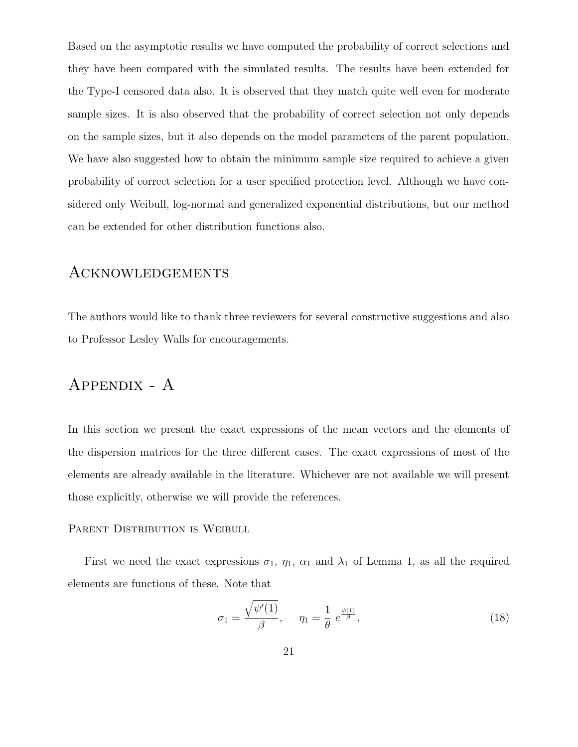Based on the asymptotic results we have computed the probability of correct selections and they have been compared with the simulated results. The results have been extended for the Type-I censored data also. It is observed that they match quite well even for moderate sample sizes. It is also observed that the probability of correct selection not only depends on the sample sizes, but it also depends on the model parameters of the parent population. We have also suggested how to obtain the minimum sample size required to achieve a given probability of correct selection for a user specified protection level. Although we have considered only Weibull, log-normal and generalized exponential distributions, but our method can be extended for other distribution functions also.

## Acknowledgements

The authors would like to thank three reviewers for several constructive suggestions and also to Professor Lesley Walls for encouragements.

## Appendix - A

In this section we present the exact expressions of the mean vectors and the elements of the dispersion matrices for the three different cases. The exact expressions of most of the elements are already available in the literature. Whichever are not available we will present those explicitly, otherwise we will provide the references.

### Parent Distribution is Weibull

First we need the exact expressions $\sigma_1$, $\eta_1$, $\alpha_1$ and $\lambda_1$ of Lemma 1, as all the required elements are functions of these. Note that

$$\sigma_1 = \frac{\sqrt{\psi'(1)}}{\beta}, \quad \eta_1 = \frac{1}{\theta} \, e^{\frac{\psi(1)}{\beta}}, \tag{18}$$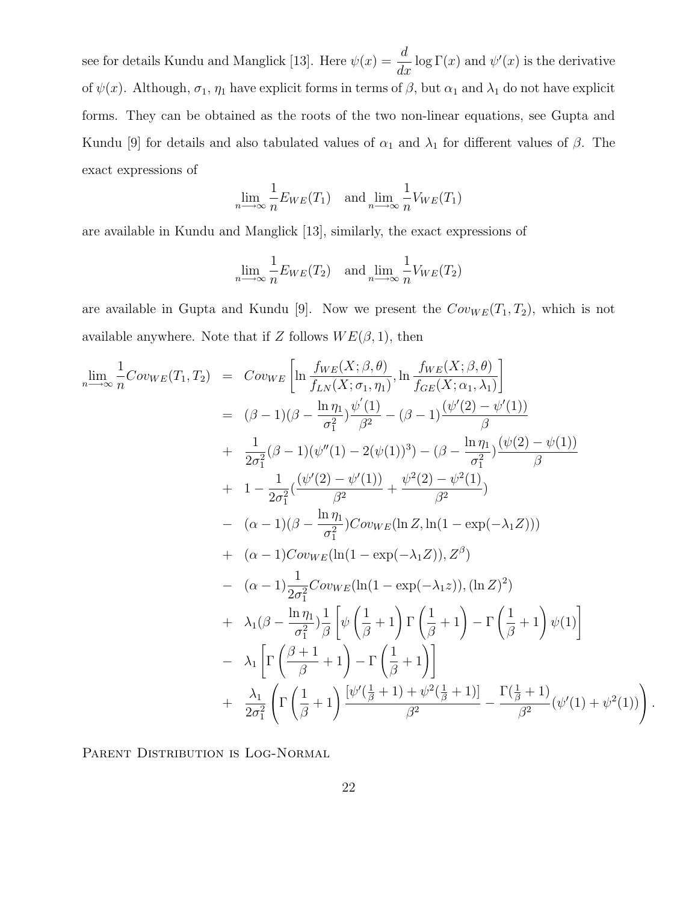see for details Kundu and Manglick [13]. Here $\psi(x) = \dfrac{d}{dx}\log\Gamma(x)$ and $\psi'(x)$ is the derivative of $\psi(x)$. Although, $\sigma_1$, $\eta_1$ have explicit forms in terms of $\beta$, but $\alpha_1$ and $\lambda_1$ do not have explicit forms. They can be obtained as the roots of the two non-linear equations, see Gupta and Kundu [9] for details and also tabulated values of $\alpha_1$ and $\lambda_1$ for different values of $\beta$. The exact expressions of

$$\lim_{n\longrightarrow\infty}\frac{1}{n}E_{WE}(T_1) \quad \text{and} \lim_{n\longrightarrow\infty}\frac{1}{n}V_{WE}(T_1)$$

are available in Kundu and Manglick [13], similarly, the exact expressions of

$$\lim_{n\longrightarrow\infty}\frac{1}{n}E_{WE}(T_2) \quad \text{and} \lim_{n\longrightarrow\infty}\frac{1}{n}V_{WE}(T_2)$$

are available in Gupta and Kundu [9]. Now we present the $Cov_{WE}(T_1, T_2)$, which is not available anywhere. Note that if $Z$ follows $WE(\beta, 1)$, then

$$\begin{aligned}
\lim_{n\longrightarrow\infty}\frac{1}{n}Cov_{WE}(T_1,T_2) &= Cov_{WE}\left[\ln\frac{f_{WE}(X;\beta,\theta)}{f_{LN}(X;\sigma_1,\eta_1)}, \ln\frac{f_{WE}(X;\beta,\theta)}{f_{GE}(X;\alpha_1,\lambda_1)}\right] \\
&= (\beta-1)(\beta-\frac{\ln\eta_1}{\sigma_1^2})\frac{\psi'(1)}{\beta^2} - (\beta-1)\frac{(\psi'(2)-\psi'(1))}{\beta} \\
&+ \frac{1}{2\sigma_1^2}(\beta-1)(\psi''(1)-2(\psi(1))^3) - (\beta-\frac{\ln\eta_1}{\sigma_1^2})\frac{(\psi(2)-\psi(1))}{\beta} \\
&+ 1 - \frac{1}{2\sigma_1^2}\Big(\frac{(\psi'(2)-\psi'(1))}{\beta^2} + \frac{\psi^2(2)-\psi^2(1)}{\beta^2}\Big) \\
&- (\alpha-1)(\beta-\frac{\ln\eta_1}{\sigma_1^2})Cov_{WE}(\ln Z, \ln(1-\exp(-\lambda_1 Z))) \\
&+ (\alpha-1)Cov_{WE}(\ln(1-\exp(-\lambda_1 Z)), Z^{\beta}) \\
&- (\alpha-1)\frac{1}{2\sigma_1^2}Cov_{WE}(\ln(1-\exp(-\lambda_1 z)), (\ln Z)^2) \\
&+ \lambda_1(\beta-\frac{\ln\eta_1}{\sigma_1^2})\frac{1}{\beta}\left[\psi\left(\frac{1}{\beta}+1\right)\Gamma\left(\frac{1}{\beta}+1\right) - \Gamma\left(\frac{1}{\beta}+1\right)\psi(1)\right] \\
&- \lambda_1\left[\Gamma\left(\frac{\beta+1}{\beta}+1\right) - \Gamma\left(\frac{1}{\beta}+1\right)\right] \\
&+ \frac{\lambda_1}{2\sigma_1^2}\left(\Gamma\left(\frac{1}{\beta}+1\right)\frac{[\psi'(\frac{1}{\beta}+1)+\psi^2(\frac{1}{\beta}+1)]}{\beta^2} - \frac{\Gamma(\frac{1}{\beta}+1)}{\beta^2}(\psi'(1)+\psi^2(1))\right).
\end{aligned}$$

Parent Distribution is Log-Normal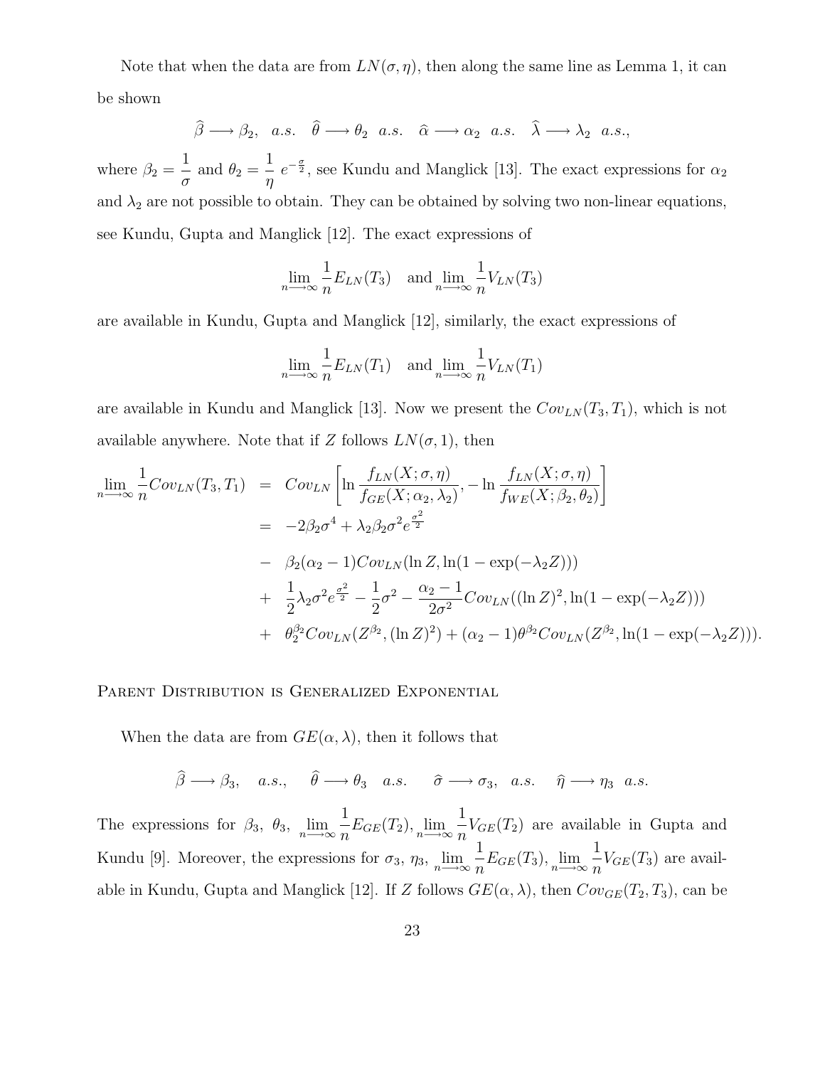Note that when the data are from $LN(\sigma, \eta)$, then along the same line as Lemma 1, it can be shown

$$\widehat{\beta} \longrightarrow \beta_2, \quad a.s. \quad \widehat{\theta} \longrightarrow \theta_2 \quad a.s. \quad \widehat{\alpha} \longrightarrow \alpha_2 \quad a.s. \quad \widehat{\lambda} \longrightarrow \lambda_2 \quad a.s.,$$

where $\beta_2 = \dfrac{1}{\sigma}$ and $\theta_2 = \dfrac{1}{\eta}\, e^{-\frac{\sigma}{2}}$, see Kundu and Manglick [13]. The exact expressions for $\alpha_2$ and $\lambda_2$ are not possible to obtain. They can be obtained by solving two non-linear equations, see Kundu, Gupta and Manglick [12]. The exact expressions of

$$\lim_{n \longrightarrow \infty} \frac{1}{n} E_{LN}(T_3) \quad \text{and} \lim_{n \longrightarrow \infty} \frac{1}{n} V_{LN}(T_3)$$

are available in Kundu, Gupta and Manglick [12], similarly, the exact expressions of

$$\lim_{n \longrightarrow \infty} \frac{1}{n} E_{LN}(T_1) \quad \text{and} \lim_{n \longrightarrow \infty} \frac{1}{n} V_{LN}(T_1)$$

are available in Kundu and Manglick [13]. Now we present the $Cov_{LN}(T_3, T_1)$, which is not available anywhere. Note that if $Z$ follows $LN(\sigma, 1)$, then

$$\begin{aligned}
\lim_{n \longrightarrow \infty} \frac{1}{n} Cov_{LN}(T_3, T_1) &= Cov_{LN}\left[\ln \frac{f_{LN}(X; \sigma, \eta)}{f_{GE}(X; \alpha_2, \lambda_2)}, -\ln \frac{f_{LN}(X; \sigma, \eta)}{f_{WE}(X; \beta_2, \theta_2)}\right] \\
&= -2\beta_2\sigma^4 + \lambda_2\beta_2\sigma^2 e^{\frac{\sigma^2}{2}} \\
&- \beta_2(\alpha_2 - 1) Cov_{LN}(\ln Z, \ln(1 - \exp(-\lambda_2 Z))) \\
&+ \frac{1}{2}\lambda_2\sigma^2 e^{\frac{\sigma^2}{2}} - \frac{1}{2}\sigma^2 - \frac{\alpha_2 - 1}{2\sigma^2} Cov_{LN}((\ln Z)^2, \ln(1 - \exp(-\lambda_2 Z))) \\
&+ \theta_2^{\beta_2} Cov_{LN}(Z^{\beta_2}, (\ln Z)^2) + (\alpha_2 - 1)\theta^{\beta_2} Cov_{LN}(Z^{\beta_2}, \ln(1 - \exp(-\lambda_2 Z))).
\end{aligned}$$

### Parent Distribution is Generalized Exponential

When the data are from $GE(\alpha, \lambda)$, then it follows that

$$\widehat{\beta} \longrightarrow \beta_3, \quad a.s., \quad \widehat{\theta} \longrightarrow \theta_3 \quad a.s. \quad \widehat{\sigma} \longrightarrow \sigma_3, \quad a.s. \quad \widehat{\eta} \longrightarrow \eta_3 \quad a.s.$$

The expressions for $\beta_3$, $\theta_3$, $\lim_{n \longrightarrow \infty} \frac{1}{n} E_{GE}(T_2)$, $\lim_{n \longrightarrow \infty} \frac{1}{n} V_{GE}(T_2)$ are available in Gupta and Kundu [9]. Moreover, the expressions for $\sigma_3$, $\eta_3$, $\lim_{n \longrightarrow \infty} \frac{1}{n} E_{GE}(T_3)$, $\lim_{n \longrightarrow \infty} \frac{1}{n} V_{GE}(T_3)$ are available in Kundu, Gupta and Manglick [12]. If $Z$ follows $GE(\alpha, \lambda)$, then $Cov_{GE}(T_2, T_3)$, can be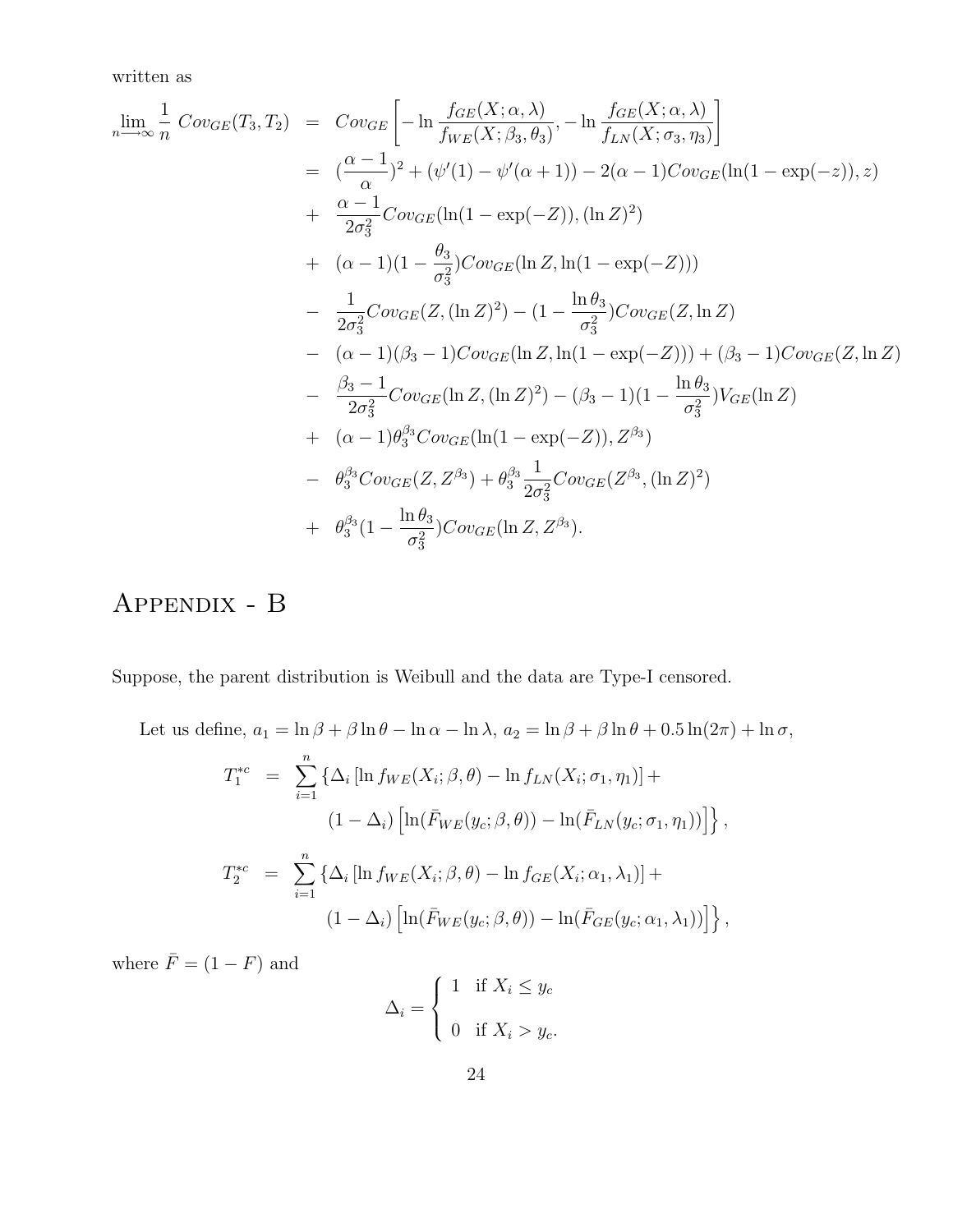written as

$$
\begin{aligned}
\lim_{n\longrightarrow\infty} \frac{1}{n}\ Cov_{GE}(T_3, T_2) &= Cov_{GE}\left[-\ln\frac{f_{GE}(X;\alpha,\lambda)}{f_{WE}(X;\beta_3,\theta_3)}, -\ln\frac{f_{GE}(X;\alpha,\lambda)}{f_{LN}(X;\sigma_3,\eta_3)}\right] \\
&= (\frac{\alpha-1}{\alpha})^2 + (\psi'(1) - \psi'(\alpha+1)) - 2(\alpha-1)Cov_{GE}(\ln(1-\exp(-z)), z) \\
&+ \frac{\alpha-1}{2\sigma_3^2}Cov_{GE}(\ln(1-\exp(-Z)), (\ln Z)^2) \\
&+ (\alpha-1)(1-\frac{\theta_3}{\sigma_3^2})Cov_{GE}(\ln Z, \ln(1-\exp(-Z))) \\
&- \frac{1}{2\sigma_3^2}Cov_{GE}(Z, (\ln Z)^2) - (1-\frac{\ln\theta_3}{\sigma_3^2})Cov_{GE}(Z, \ln Z) \\
&- (\alpha-1)(\beta_3-1)Cov_{GE}(\ln Z, \ln(1-\exp(-Z))) + (\beta_3-1)Cov_{GE}(Z, \ln Z) \\
&- \frac{\beta_3-1}{2\sigma_3^2}Cov_{GE}(\ln Z, (\ln Z)^2) - (\beta_3-1)(1-\frac{\ln\theta_3}{\sigma_3^2})V_{GE}(\ln Z) \\
&+ (\alpha-1)\theta_3^{\beta_3}Cov_{GE}(\ln(1-\exp(-Z)), Z^{\beta_3}) \\
&- \theta_3^{\beta_3}Cov_{GE}(Z, Z^{\beta_3}) + \theta_3^{\beta_3}\frac{1}{2\sigma_3^2}Cov_{GE}(Z^{\beta_3}, (\ln Z)^2) \\
&+ \theta_3^{\beta_3}(1-\frac{\ln\theta_3}{\sigma_3^2})Cov_{GE}(\ln Z, Z^{\beta_3}).
\end{aligned}
$$

# Appendix - B

Suppose, the parent distribution is Weibull and the data are Type-I censored.

Let us define, $a_1 = \ln\beta + \beta\ln\theta - \ln\alpha - \ln\lambda$, $a_2 = \ln\beta + \beta\ln\theta + 0.5\ln(2\pi) + \ln\sigma$,

$$
\begin{aligned}
T_1^{*c} &= \sum_{i=1}^{n}\{\Delta_i\left[\ln f_{WE}(X_i;\beta,\theta) - \ln f_{LN}(X_i;\sigma_1,\eta_1)\right] + \\
&\qquad (1-\Delta_i)\left[\ln(\bar{F}_{WE}(y_c;\beta,\theta)) - \ln(\bar{F}_{LN}(y_c;\sigma_1,\eta_1))\right]\}, \\
T_2^{*c} &= \sum_{i=1}^{n}\{\Delta_i\left[\ln f_{WE}(X_i;\beta,\theta) - \ln f_{GE}(X_i;\alpha_1,\lambda_1)\right] + \\
&\qquad (1-\Delta_i)\left[\ln(\bar{F}_{WE}(y_c;\beta,\theta)) - \ln(\bar{F}_{GE}(y_c;\alpha_1,\lambda_1))\right]\},
\end{aligned}
$$

where $\bar{F} = (1-F)$ and

$$
\Delta_i = \begin{cases} 1 & \text{if } X_i \le y_c \\ 0 & \text{if } X_i > y_c. \end{cases}
$$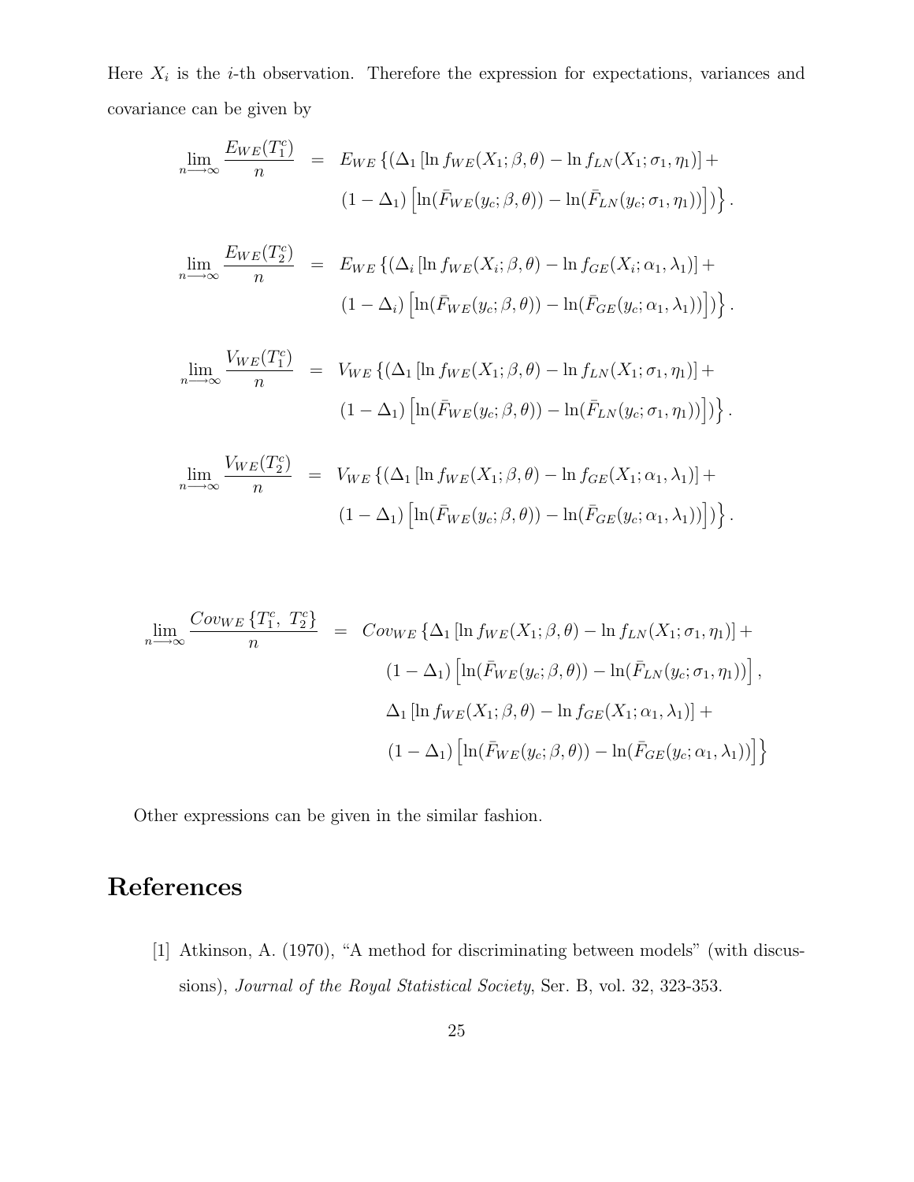Here $X_i$ is the $i$-th observation. Therefore the expression for expectations, variances and covariance can be given by

$$
\begin{aligned}
\lim_{n\longrightarrow\infty} \frac{E_{WE}(T_1^c)}{n} &= E_{WE}\left\{(\Delta_1\left[\ln f_{WE}(X_1;\beta,\theta) - \ln f_{LN}(X_1;\sigma_1,\eta_1)\right] + \right. \\
&\qquad \left.(1-\Delta_1)\left[\ln(\bar{F}_{WE}(y_c;\beta,\theta)) - \ln(\bar{F}_{LN}(y_c;\sigma_1,\eta_1))\right])\right\}.
\end{aligned}
$$

$$
\begin{aligned}
\lim_{n\longrightarrow\infty} \frac{E_{WE}(T_2^c)}{n} &= E_{WE}\left\{(\Delta_i\left[\ln f_{WE}(X_i;\beta,\theta) - \ln f_{GE}(X_i;\alpha_1,\lambda_1)\right] + \right. \\
&\qquad \left.(1-\Delta_i)\left[\ln(\bar{F}_{WE}(y_c;\beta,\theta)) - \ln(\bar{F}_{GE}(y_c;\alpha_1,\lambda_1))\right])\right\}.
\end{aligned}
$$

$$
\begin{aligned}
\lim_{n\longrightarrow\infty} \frac{V_{WE}(T_1^c)}{n} &= V_{WE}\left\{(\Delta_1\left[\ln f_{WE}(X_1;\beta,\theta) - \ln f_{LN}(X_1;\sigma_1,\eta_1)\right] + \right. \\
&\qquad \left.(1-\Delta_1)\left[\ln(\bar{F}_{WE}(y_c;\beta,\theta)) - \ln(\bar{F}_{LN}(y_c;\sigma_1,\eta_1))\right])\right\}.
\end{aligned}
$$

$$
\begin{aligned}
\lim_{n\longrightarrow\infty} \frac{V_{WE}(T_2^c)}{n} &= V_{WE}\left\{(\Delta_1\left[\ln f_{WE}(X_1;\beta,\theta) - \ln f_{GE}(X_1;\alpha_1,\lambda_1)\right] + \right. \\
&\qquad \left.(1-\Delta_1)\left[\ln(\bar{F}_{WE}(y_c;\beta,\theta)) - \ln(\bar{F}_{GE}(y_c;\alpha_1,\lambda_1))\right])\right\}.
\end{aligned}
$$

$$
\begin{aligned}
\lim_{n\longrightarrow\infty} \frac{Cov_{WE}\left\{T_1^c,\ T_2^c\right\}}{n} &= Cov_{WE}\left\{\Delta_1\left[\ln f_{WE}(X_1;\beta,\theta) - \ln f_{LN}(X_1;\sigma_1,\eta_1)\right] + \right. \\
&\qquad (1-\Delta_1)\left[\ln(\bar{F}_{WE}(y_c;\beta,\theta)) - \ln(\bar{F}_{LN}(y_c;\sigma_1,\eta_1))\right], \\
&\qquad \Delta_1\left[\ln f_{WE}(X_1;\beta,\theta) - \ln f_{GE}(X_1;\alpha_1,\lambda_1)\right] + \\
&\qquad \left.(1-\Delta_1)\left[\ln(\bar{F}_{WE}(y_c;\beta,\theta)) - \ln(\bar{F}_{GE}(y_c;\alpha_1,\lambda_1))\right]\right\}
\end{aligned}
$$

Other expressions can be given in the similar fashion.

# References

[1] Atkinson, A. (1970), "A method for discriminating between models" (with discussions), *Journal of the Royal Statistical Society*, Ser. B, vol. 32, 323-353.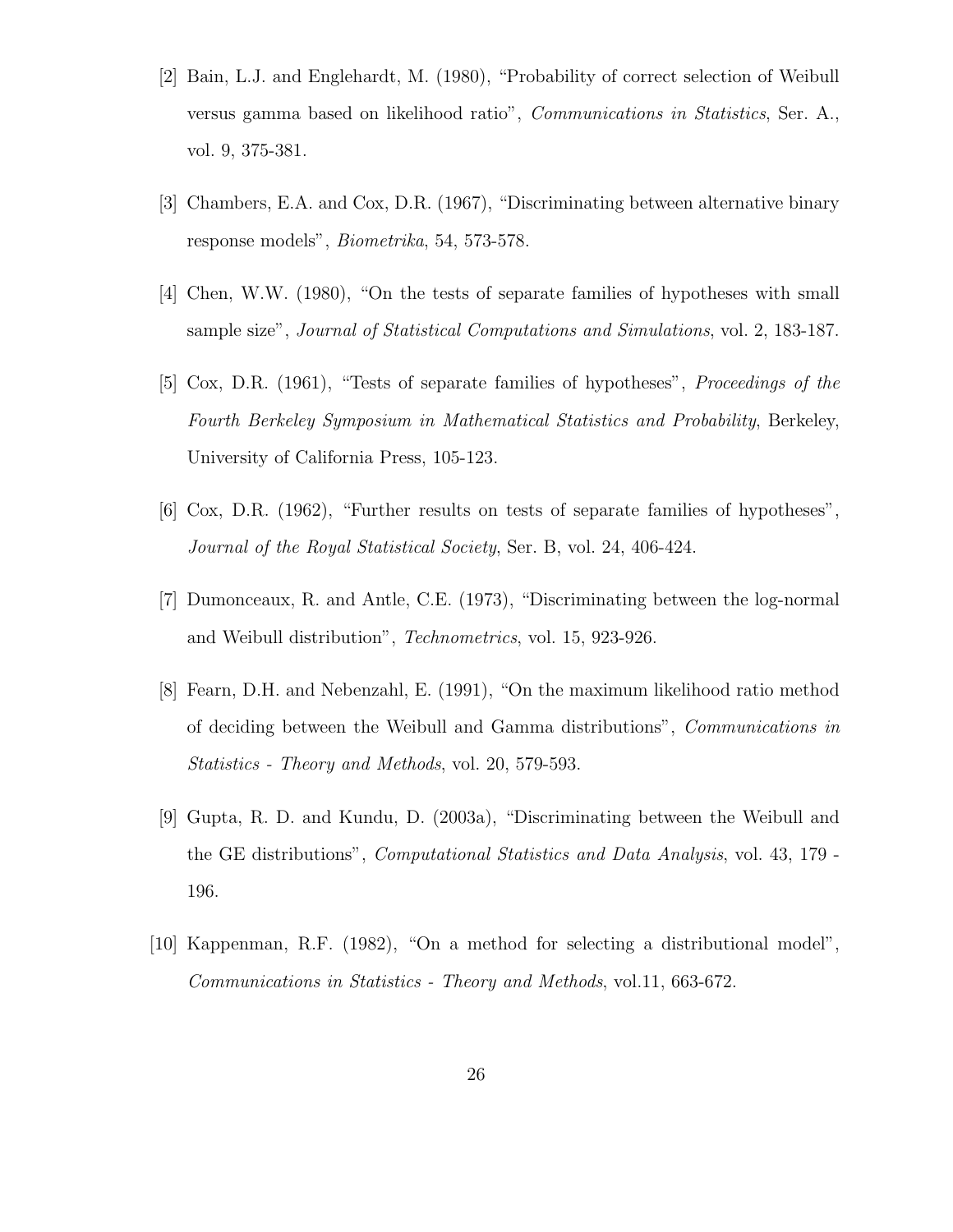[2] Bain, L.J. and Englehardt, M. (1980), "Probability of correct selection of Weibull versus gamma based on likelihood ratio", *Communications in Statistics*, Ser. A., vol. 9, 375-381.

[3] Chambers, E.A. and Cox, D.R. (1967), "Discriminating between alternative binary response models", *Biometrika*, 54, 573-578.

[4] Chen, W.W. (1980), "On the tests of separate families of hypotheses with small sample size", *Journal of Statistical Computations and Simulations*, vol. 2, 183-187.

[5] Cox, D.R. (1961), "Tests of separate families of hypotheses", *Proceedings of the Fourth Berkeley Symposium in Mathematical Statistics and Probability*, Berkeley, University of California Press, 105-123.

[6] Cox, D.R. (1962), "Further results on tests of separate families of hypotheses", *Journal of the Royal Statistical Society*, Ser. B, vol. 24, 406-424.

[7] Dumonceaux, R. and Antle, C.E. (1973), "Discriminating between the log-normal and Weibull distribution", *Technometrics*, vol. 15, 923-926.

[8] Fearn, D.H. and Nebenzahl, E. (1991), "On the maximum likelihood ratio method of deciding between the Weibull and Gamma distributions", *Communications in Statistics - Theory and Methods*, vol. 20, 579-593.

[9] Gupta, R. D. and Kundu, D. (2003a), "Discriminating between the Weibull and the GE distributions", *Computational Statistics and Data Analysis*, vol. 43, 179 - 196.

[10] Kappenman, R.F. (1982), "On a method for selecting a distributional model", *Communications in Statistics - Theory and Methods*, vol.11, 663-672.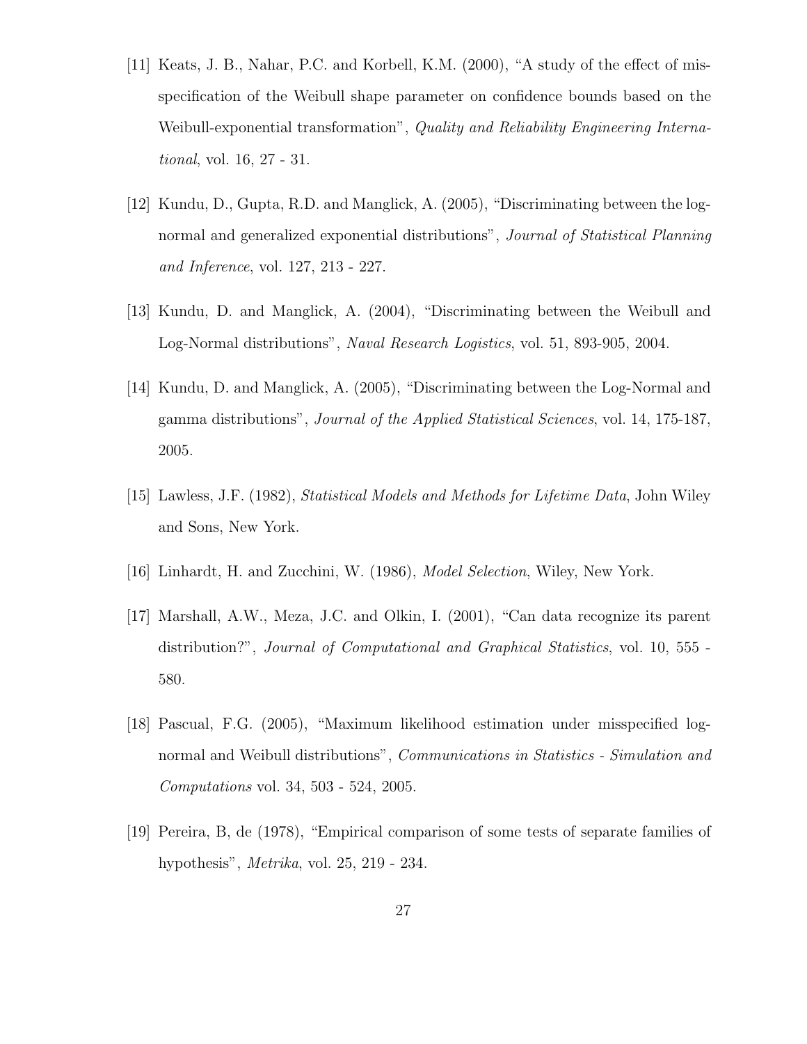[11] Keats, J. B., Nahar, P.C. and Korbell, K.M. (2000), "A study of the effect of misspecification of the Weibull shape parameter on confidence bounds based on the Weibull-exponential transformation", *Quality and Reliability Engineering International*, vol. 16, 27 - 31.

[12] Kundu, D., Gupta, R.D. and Manglick, A. (2005), "Discriminating between the lognormal and generalized exponential distributions", *Journal of Statistical Planning and Inference*, vol. 127, 213 - 227.

[13] Kundu, D. and Manglick, A. (2004), "Discriminating between the Weibull and Log-Normal distributions", *Naval Research Logistics*, vol. 51, 893-905, 2004.

[14] Kundu, D. and Manglick, A. (2005), "Discriminating between the Log-Normal and gamma distributions", *Journal of the Applied Statistical Sciences*, vol. 14, 175-187, 2005.

[15] Lawless, J.F. (1982), *Statistical Models and Methods for Lifetime Data*, John Wiley and Sons, New York.

[16] Linhardt, H. and Zucchini, W. (1986), *Model Selection*, Wiley, New York.

[17] Marshall, A.W., Meza, J.C. and Olkin, I. (2001), "Can data recognize its parent distribution?", *Journal of Computational and Graphical Statistics*, vol. 10, 555 - 580.

[18] Pascual, F.G. (2005), "Maximum likelihood estimation under misspecified lognormal and Weibull distributions", *Communications in Statistics - Simulation and Computations* vol. 34, 503 - 524, 2005.

[19] Pereira, B, de (1978), "Empirical comparison of some tests of separate families of hypothesis", *Metrika*, vol. 25, 219 - 234.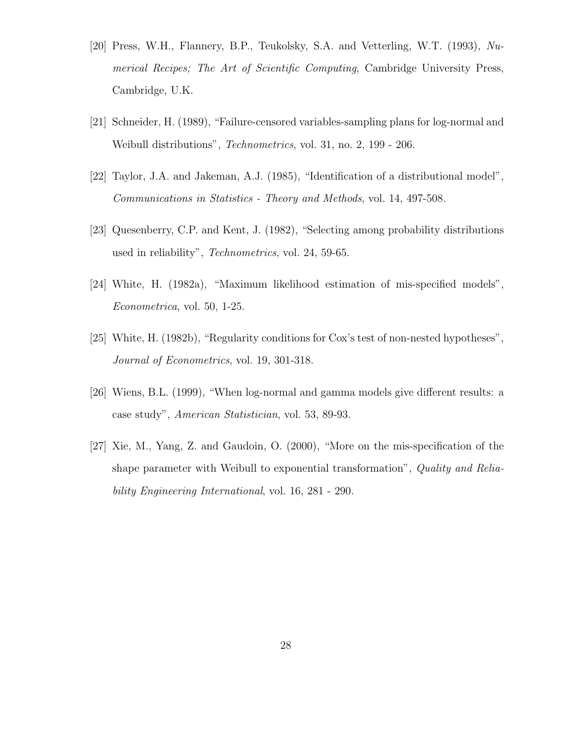[20] Press, W.H., Flannery, B.P., Teukolsky, S.A. and Vetterling, W.T. (1993), *Numerical Recipes; The Art of Scientific Computing*, Cambridge University Press, Cambridge, U.K.

[21] Schneider, H. (1989), "Failure-censored variables-sampling plans for log-normal and Weibull distributions", *Technometrics*, vol. 31, no. 2, 199 - 206.

[22] Taylor, J.A. and Jakeman, A.J. (1985), "Identification of a distributional model", *Communications in Statistics - Theory and Methods*, vol. 14, 497-508.

[23] Quesenberry, C.P. and Kent, J. (1982), "Selecting among probability distributions used in reliability", *Technometrics*, vol. 24, 59-65.

[24] White, H. (1982a), "Maximum likelihood estimation of mis-specified models", *Econometrica*, vol. 50, 1-25.

[25] White, H. (1982b), "Regularity conditions for Cox's test of non-nested hypotheses", *Journal of Econometrics*, vol. 19, 301-318.

[26] Wiens, B.L. (1999), "When log-normal and gamma models give different results: a case study", *American Statistician*, vol. 53, 89-93.

[27] Xie, M., Yang, Z. and Gaudoin, O. (2000), "More on the mis-specification of the shape parameter with Weibull to exponential transformation", *Quality and Reliability Engineering International*, vol. 16, 281 - 290.